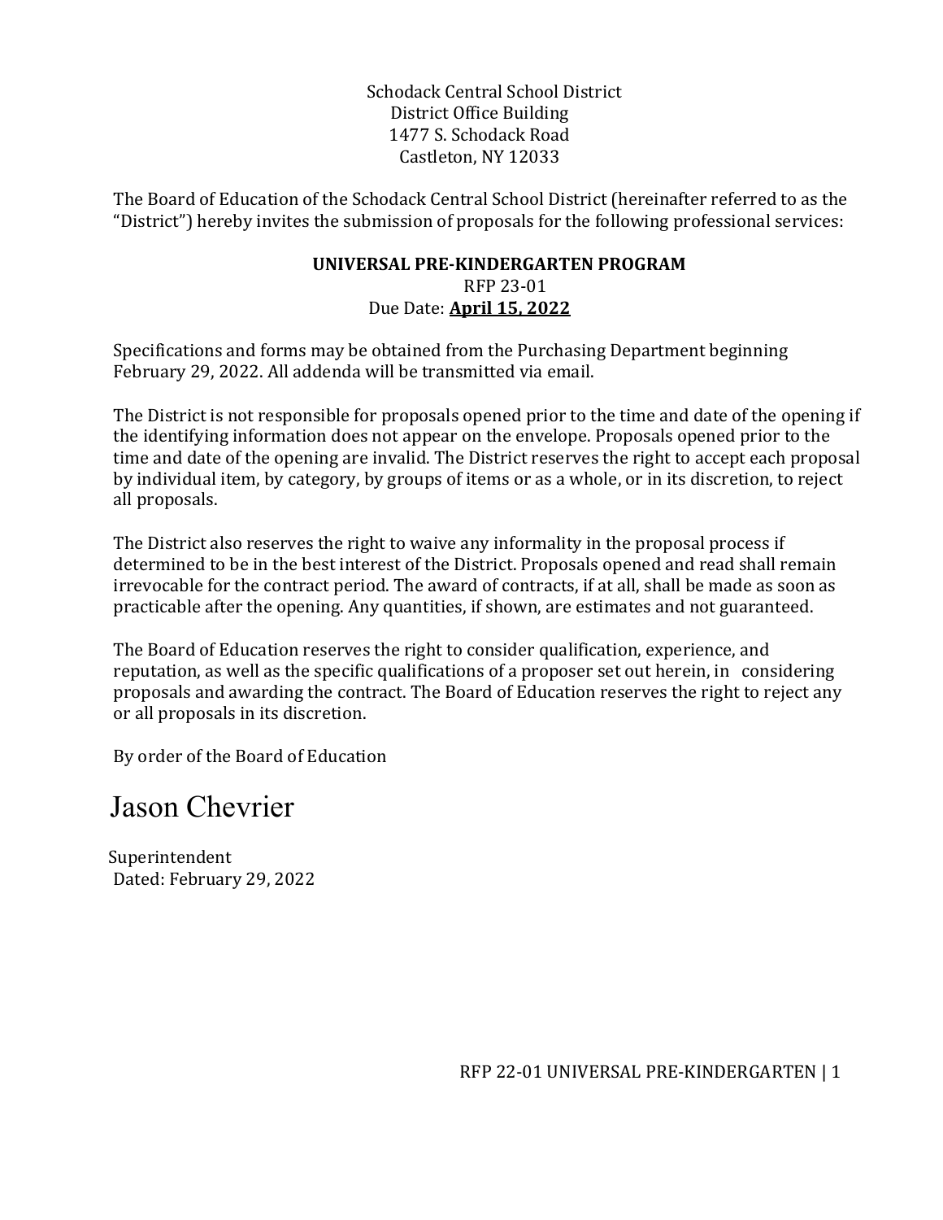Schodack Central School District
District Office Building
1477 S. Schodack Road
Castleton, NY 12033

The Board of Education of the Schodack Central School District (hereinafter referred to as the "District") hereby invites the submission of proposals for the following professional services:

**UNIVERSAL PRE-KINDERGARTEN PROGRAM**
RFP 23-01
Due Date: **April 15, 2022**

Specifications and forms may be obtained from the Purchasing Department beginning February 29, 2022. All addenda will be transmitted via email.

The District is not responsible for proposals opened prior to the time and date of the opening if the identifying information does not appear on the envelope. Proposals opened prior to the time and date of the opening are invalid. The District reserves the right to accept each proposal by individual item, by category, by groups of items or as a whole, or in its discretion, to reject all proposals.

The District also reserves the right to waive any informality in the proposal process if determined to be in the best interest of the District. Proposals opened and read shall remain irrevocable for the contract period. The award of contracts, if at all, shall be made as soon as practicable after the opening. Any quantities, if shown, are estimates and not guaranteed.

The Board of Education reserves the right to consider qualification, experience, and reputation, as well as the specific qualifications of a proposer set out herein, in considering proposals and awarding the contract. The Board of Education reserves the right to reject any or all proposals in its discretion.

By order of the Board of Education

Jason Chevrier

Superintendent
Dated: February 29, 2022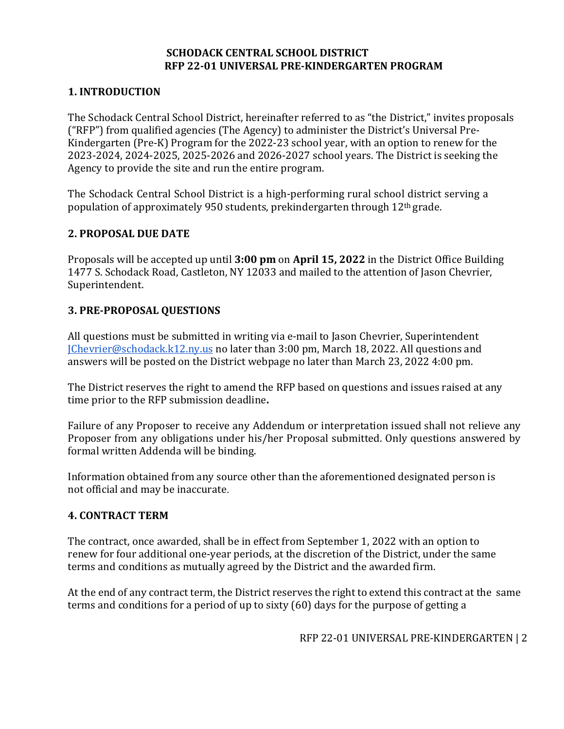**SCHODACK CENTRAL SCHOOL DISTRICT**
**RFP 22-01 UNIVERSAL PRE-KINDERGARTEN PROGRAM**

## 1. INTRODUCTION

The Schodack Central School District, hereinafter referred to as "the District," invites proposals ("RFP") from qualified agencies (The Agency) to administer the District's Universal Pre-Kindergarten (Pre-K) Program for the 2022-23 school year, with an option to renew for the 2023-2024, 2024-2025, 2025-2026 and 2026-2027 school years. The District is seeking the Agency to provide the site and run the entire program.

The Schodack Central School District is a high-performing rural school district serving a population of approximately 950 students, prekindergarten through 12th grade.

## 2. PROPOSAL DUE DATE

Proposals will be accepted up until **3:00 pm** on **April 15, 2022** in the District Office Building 1477 S. Schodack Road, Castleton, NY 12033 and mailed to the attention of Jason Chevrier, Superintendent.

## 3. PRE-PROPOSAL QUESTIONS

All questions must be submitted in writing via e-mail to Jason Chevrier, Superintendent JChevrier@schodack.k12.ny.us no later than 3:00 pm, March 18, 2022. All questions and answers will be posted on the District webpage no later than March 23, 2022 4:00 pm.

The District reserves the right to amend the RFP based on questions and issues raised at any time prior to the RFP submission deadline**.**

Failure of any Proposer to receive any Addendum or interpretation issued shall not relieve any Proposer from any obligations under his/her Proposal submitted. Only questions answered by formal written Addenda will be binding.

Information obtained from any source other than the aforementioned designated person is not official and may be inaccurate.

## 4. CONTRACT TERM

The contract, once awarded, shall be in effect from September 1, 2022 with an option to renew for four additional one-year periods, at the discretion of the District, under the same terms and conditions as mutually agreed by the District and the awarded firm.

At the end of any contract term, the District reserves the right to extend this contract at the same terms and conditions for a period of up to sixty (60) days for the purpose of getting a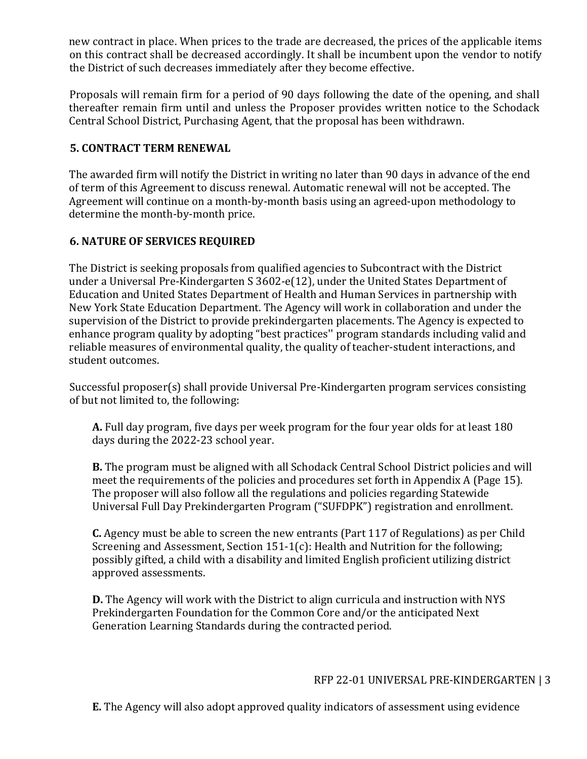new contract in place. When prices to the trade are decreased, the prices of the applicable items on this contract shall be decreased accordingly. It shall be incumbent upon the vendor to notify the District of such decreases immediately after they become effective.

Proposals will remain firm for a period of 90 days following the date of the opening, and shall thereafter remain firm until and unless the Proposer provides written notice to the Schodack Central School District, Purchasing Agent, that the proposal has been withdrawn.

## 5. CONTRACT TERM RENEWAL

The awarded firm will notify the District in writing no later than 90 days in advance of the end of term of this Agreement to discuss renewal. Automatic renewal will not be accepted. The Agreement will continue on a month-by-month basis using an agreed-upon methodology to determine the month-by-month price.

## 6. NATURE OF SERVICES REQUIRED

The District is seeking proposals from qualified agencies to Subcontract with the District under a Universal Pre-Kindergarten S 3602-e(12), under the United States Department of Education and United States Department of Health and Human Services in partnership with New York State Education Department. The Agency will work in collaboration and under the supervision of the District to provide prekindergarten placements. The Agency is expected to enhance program quality by adopting "best practices'' program standards including valid and reliable measures of environmental quality, the quality of teacher-student interactions, and student outcomes.

Successful proposer(s) shall provide Universal Pre-Kindergarten program services consisting of but not limited to, the following:

**A.** Full day program, five days per week program for the four year olds for at least 180 days during the 2022-23 school year.

**B.** The program must be aligned with all Schodack Central School District policies and will meet the requirements of the policies and procedures set forth in Appendix A (Page 15). The proposer will also follow all the regulations and policies regarding Statewide Universal Full Day Prekindergarten Program ("SUFDPK") registration and enrollment.

**C.** Agency must be able to screen the new entrants (Part 117 of Regulations) as per Child Screening and Assessment, Section 151-1(c): Health and Nutrition for the following; possibly gifted, a child with a disability and limited English proficient utilizing district approved assessments.

**D.** The Agency will work with the District to align curricula and instruction with NYS Prekindergarten Foundation for the Common Core and/or the anticipated Next Generation Learning Standards during the contracted period.

**E.** The Agency will also adopt approved quality indicators of assessment using evidence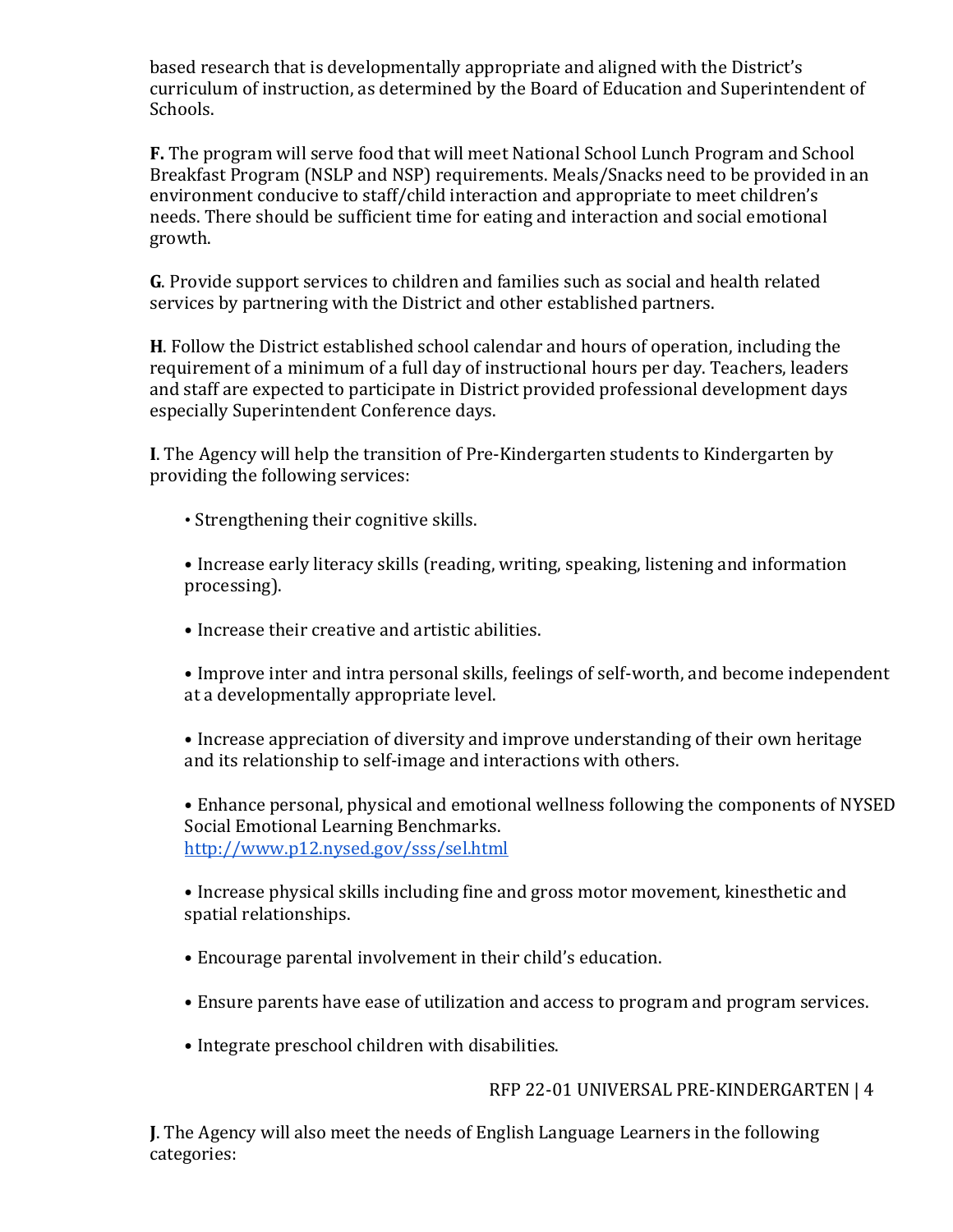based research that is developmentally appropriate and aligned with the District's curriculum of instruction, as determined by the Board of Education and Superintendent of Schools.

**F.** The program will serve food that will meet National School Lunch Program and School Breakfast Program (NSLP and NSP) requirements. Meals/Snacks need to be provided in an environment conducive to staff/child interaction and appropriate to meet children's needs. There should be sufficient time for eating and interaction and social emotional growth.

**G**. Provide support services to children and families such as social and health related services by partnering with the District and other established partners.

**H**. Follow the District established school calendar and hours of operation, including the requirement of a minimum of a full day of instructional hours per day. Teachers, leaders and staff are expected to participate in District provided professional development days especially Superintendent Conference days.

**I**. The Agency will help the transition of Pre-Kindergarten students to Kindergarten by providing the following services:

- Strengthening their cognitive skills.
- Increase early literacy skills (reading, writing, speaking, listening and information processing).
- Increase their creative and artistic abilities.
- Improve inter and intra personal skills, feelings of self-worth, and become independent at a developmentally appropriate level.
- Increase appreciation of diversity and improve understanding of their own heritage and its relationship to self-image and interactions with others.
- Enhance personal, physical and emotional wellness following the components of NYSED Social Emotional Learning Benchmarks. http://www.p12.nysed.gov/sss/sel.html
- Increase physical skills including fine and gross motor movement, kinesthetic and spatial relationships.
- Encourage parental involvement in their child's education.
- Ensure parents have ease of utilization and access to program and program services.
- Integrate preschool children with disabilities.

**J**. The Agency will also meet the needs of English Language Learners in the following categories: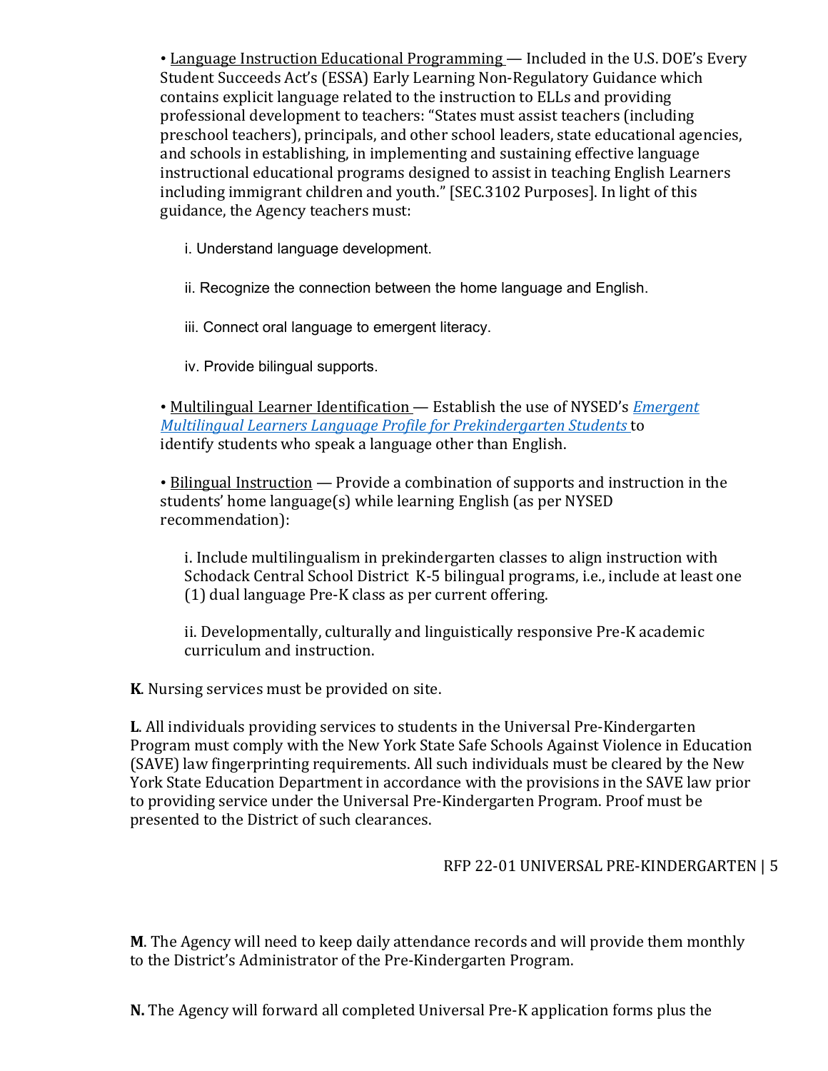• <u>Language Instruction Educational Programming</u> — Included in the U.S. DOE's Every Student Succeeds Act's (ESSA) Early Learning Non-Regulatory Guidance which contains explicit language related to the instruction to ELLs and providing professional development to teachers: "States must assist teachers (including preschool teachers), principals, and other school leaders, state educational agencies, and schools in establishing, in implementing and sustaining effective language instructional educational programs designed to assist in teaching English Learners including immigrant children and youth." [SEC.3102 Purposes]. In light of this guidance, the Agency teachers must:

i. Understand language development.

ii. Recognize the connection between the home language and English.

iii. Connect oral language to emergent literacy.

iv. Provide bilingual supports.

• <u>Multilingual Learner Identification</u> — Establish the use of NYSED's *Emergent Multilingual Learners Language Profile for Prekindergarten Students* to identify students who speak a language other than English.

• <u>Bilingual Instruction</u> — Provide a combination of supports and instruction in the students' home language(s) while learning English (as per NYSED recommendation):

i. Include multilingualism in prekindergarten classes to align instruction with Schodack Central School District K-5 bilingual programs, i.e., include at least one (1) dual language Pre-K class as per current offering.

ii. Developmentally, culturally and linguistically responsive Pre-K academic curriculum and instruction.

**K**. Nursing services must be provided on site.

**L**. All individuals providing services to students in the Universal Pre-Kindergarten Program must comply with the New York State Safe Schools Against Violence in Education (SAVE) law fingerprinting requirements. All such individuals must be cleared by the New York State Education Department in accordance with the provisions in the SAVE law prior to providing service under the Universal Pre-Kindergarten Program. Proof must be presented to the District of such clearances.

**M**. The Agency will need to keep daily attendance records and will provide them monthly to the District's Administrator of the Pre-Kindergarten Program.

**N.** The Agency will forward all completed Universal Pre-K application forms plus the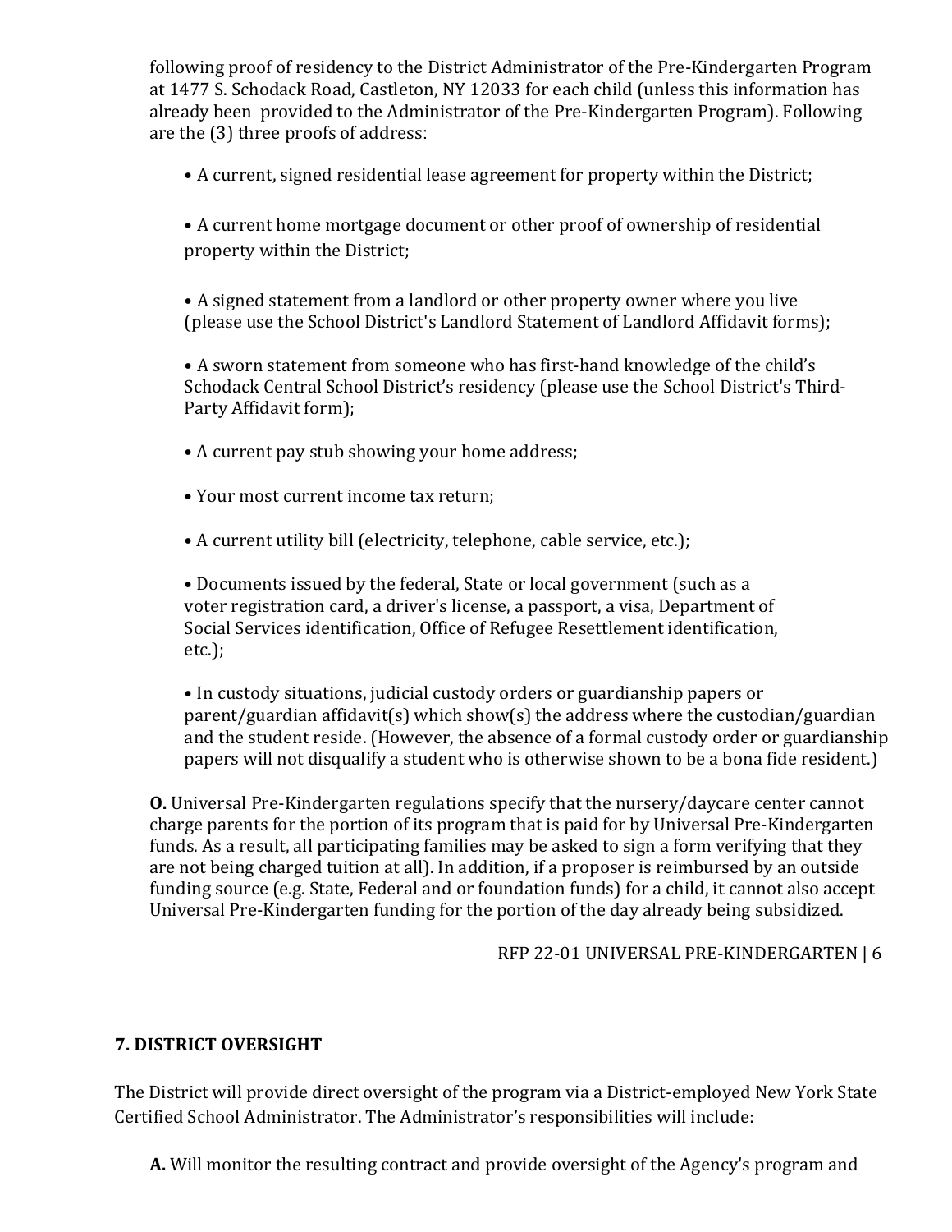following proof of residency to the District Administrator of the Pre-Kindergarten Program at 1477 S. Schodack Road, Castleton, NY 12033 for each child (unless this information has already been provided to the Administrator of the Pre-Kindergarten Program). Following are the (3) three proofs of address:

- A current, signed residential lease agreement for property within the District;
- A current home mortgage document or other proof of ownership of residential property within the District;
- A signed statement from a landlord or other property owner where you live (please use the School District's Landlord Statement of Landlord Affidavit forms);
- A sworn statement from someone who has first-hand knowledge of the child's Schodack Central School District's residency (please use the School District's Third-Party Affidavit form);
- A current pay stub showing your home address;
- Your most current income tax return;
- A current utility bill (electricity, telephone, cable service, etc.);
- Documents issued by the federal, State or local government (such as a voter registration card, a driver's license, a passport, a visa, Department of Social Services identification, Office of Refugee Resettlement identification, etc.);
- In custody situations, judicial custody orders or guardianship papers or parent/guardian affidavit(s) which show(s) the address where the custodian/guardian and the student reside. (However, the absence of a formal custody order or guardianship papers will not disqualify a student who is otherwise shown to be a bona fide resident.)

**O.** Universal Pre-Kindergarten regulations specify that the nursery/daycare center cannot charge parents for the portion of its program that is paid for by Universal Pre-Kindergarten funds. As a result, all participating families may be asked to sign a form verifying that they are not being charged tuition at all). In addition, if a proposer is reimbursed by an outside funding source (e.g. State, Federal and or foundation funds) for a child, it cannot also accept Universal Pre-Kindergarten funding for the portion of the day already being subsidized.

## 7. DISTRICT OVERSIGHT

The District will provide direct oversight of the program via a District-employed New York State Certified School Administrator. The Administrator's responsibilities will include:

**A.** Will monitor the resulting contract and provide oversight of the Agency's program and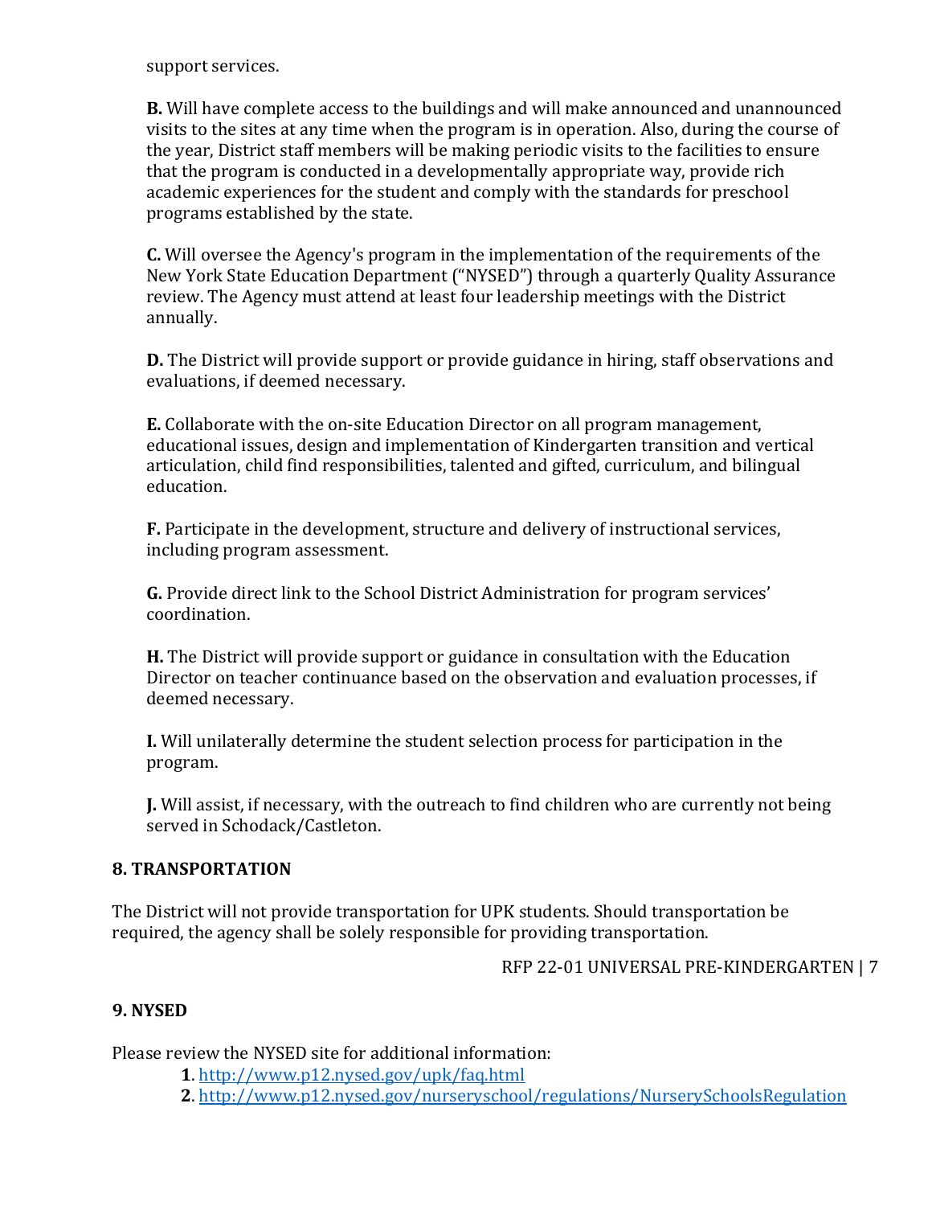support services.

**B.** Will have complete access to the buildings and will make announced and unannounced visits to the sites at any time when the program is in operation. Also, during the course of the year, District staff members will be making periodic visits to the facilities to ensure that the program is conducted in a developmentally appropriate way, provide rich academic experiences for the student and comply with the standards for preschool programs established by the state.

**C.** Will oversee the Agency's program in the implementation of the requirements of the New York State Education Department ("NYSED") through a quarterly Quality Assurance review. The Agency must attend at least four leadership meetings with the District annually.

**D.** The District will provide support or provide guidance in hiring, staff observations and evaluations, if deemed necessary.

**E.** Collaborate with the on-site Education Director on all program management, educational issues, design and implementation of Kindergarten transition and vertical articulation, child find responsibilities, talented and gifted, curriculum, and bilingual education.

**F.** Participate in the development, structure and delivery of instructional services, including program assessment.

**G.** Provide direct link to the School District Administration for program services' coordination.

**H.** The District will provide support or guidance in consultation with the Education Director on teacher continuance based on the observation and evaluation processes, if deemed necessary.

**I.** Will unilaterally determine the student selection process for participation in the program.

**J.** Will assist, if necessary, with the outreach to find children who are currently not being served in Schodack/Castleton.

### 8. TRANSPORTATION

The District will not provide transportation for UPK students. Should transportation be required, the agency shall be solely responsible for providing transportation.

### 9. NYSED

Please review the NYSED site for additional information:

**1**. http://www.p12.nysed.gov/upk/faq.html

**2**. http://www.p12.nysed.gov/nurseryschool/regulations/NurserySchoolsRegulation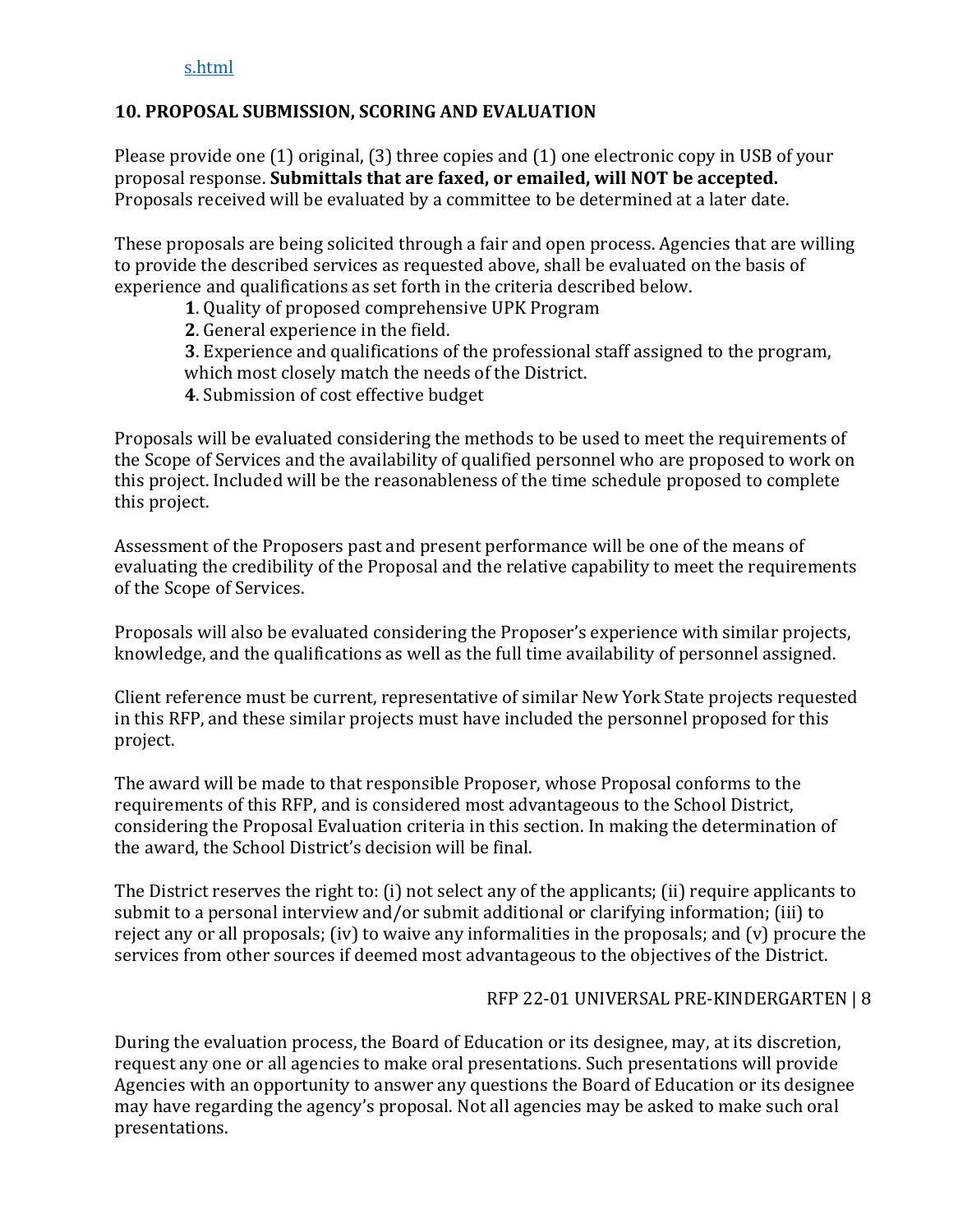[s.html](s.html)

## 10. PROPOSAL SUBMISSION, SCORING AND EVALUATION

Please provide one (1) original, (3) three copies and (1) one electronic copy in USB of your proposal response. **Submittals that are faxed, or emailed, will NOT be accepted.** Proposals received will be evaluated by a committee to be determined at a later date.

These proposals are being solicited through a fair and open process. Agencies that are willing to provide the described services as requested above, shall be evaluated on the basis of experience and qualifications as set forth in the criteria described below.

**1**. Quality of proposed comprehensive UPK Program

**2**. General experience in the field.

**3**. Experience and qualifications of the professional staff assigned to the program, which most closely match the needs of the District.

**4**. Submission of cost effective budget

Proposals will be evaluated considering the methods to be used to meet the requirements of the Scope of Services and the availability of qualified personnel who are proposed to work on this project. Included will be the reasonableness of the time schedule proposed to complete this project.

Assessment of the Proposers past and present performance will be one of the means of evaluating the credibility of the Proposal and the relative capability to meet the requirements of the Scope of Services.

Proposals will also be evaluated considering the Proposer's experience with similar projects, knowledge, and the qualifications as well as the full time availability of personnel assigned.

Client reference must be current, representative of similar New York State projects requested in this RFP, and these similar projects must have included the personnel proposed for this project.

The award will be made to that responsible Proposer, whose Proposal conforms to the requirements of this RFP, and is considered most advantageous to the School District, considering the Proposal Evaluation criteria in this section. In making the determination of the award, the School District's decision will be final.

The District reserves the right to: (i) not select any of the applicants; (ii) require applicants to submit to a personal interview and/or submit additional or clarifying information; (iii) to reject any or all proposals; (iv) to waive any informalities in the proposals; and (v) procure the services from other sources if deemed most advantageous to the objectives of the District.

During the evaluation process, the Board of Education or its designee, may, at its discretion, request any one or all agencies to make oral presentations. Such presentations will provide Agencies with an opportunity to answer any questions the Board of Education or its designee may have regarding the agency's proposal. Not all agencies may be asked to make such oral presentations.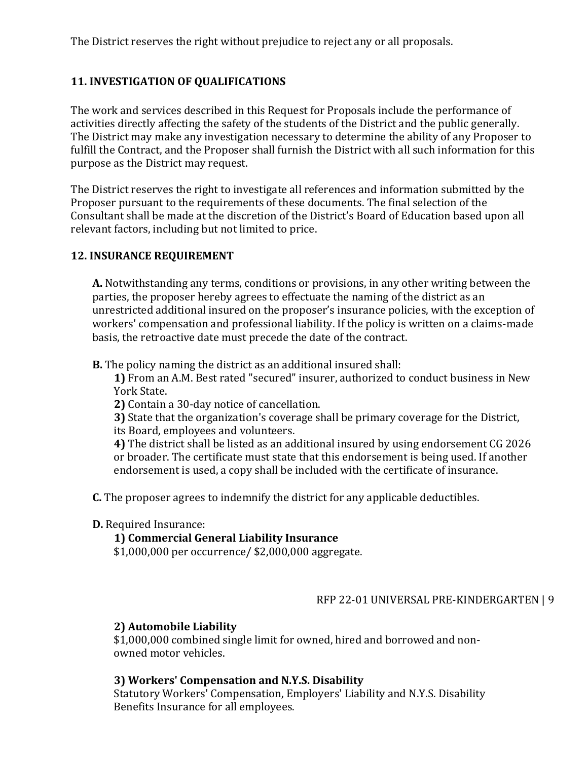The District reserves the right without prejudice to reject any or all proposals.

## 11. INVESTIGATION OF QUALIFICATIONS

The work and services described in this Request for Proposals include the performance of activities directly affecting the safety of the students of the District and the public generally. The District may make any investigation necessary to determine the ability of any Proposer to fulfill the Contract, and the Proposer shall furnish the District with all such information for this purpose as the District may request.

The District reserves the right to investigate all references and information submitted by the Proposer pursuant to the requirements of these documents. The final selection of the Consultant shall be made at the discretion of the District's Board of Education based upon all relevant factors, including but not limited to price.

## 12. INSURANCE REQUIREMENT

**A.** Notwithstanding any terms, conditions or provisions, in any other writing between the parties, the proposer hereby agrees to effectuate the naming of the district as an unrestricted additional insured on the proposer's insurance policies, with the exception of workers' compensation and professional liability. If the policy is written on a claims-made basis, the retroactive date must precede the date of the contract.

**B.** The policy naming the district as an additional insured shall:

**1)** From an A.M. Best rated "secured" insurer, authorized to conduct business in New York State.
**2)** Contain a 30-day notice of cancellation.
**3)** State that the organization's coverage shall be primary coverage for the District, its Board, employees and volunteers.
**4)** The district shall be listed as an additional insured by using endorsement CG 2026 or broader. The certificate must state that this endorsement is being used. If another endorsement is used, a copy shall be included with the certificate of insurance.

**C.** The proposer agrees to indemnify the district for any applicable deductibles.

**D.** Required Insurance:

**1) Commercial General Liability Insurance**
$1,000,000 per occurrence/ $2,000,000 aggregate.

**2) Automobile Liability**
$1,000,000 combined single limit for owned, hired and borrowed and non-owned motor vehicles.

**3) Workers' Compensation and N.Y.S. Disability**
Statutory Workers' Compensation, Employers' Liability and N.Y.S. Disability Benefits Insurance for all employees.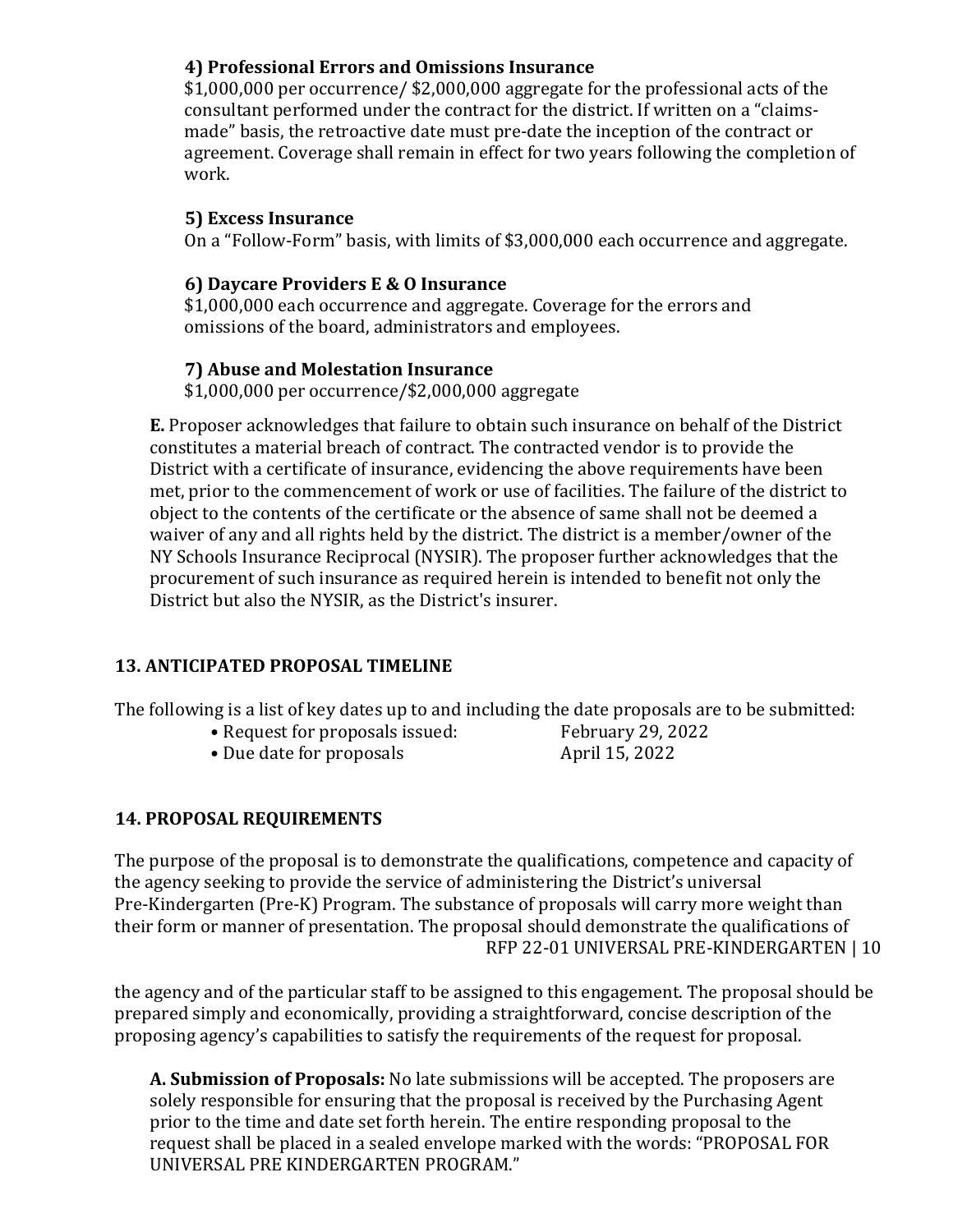**4) Professional Errors and Omissions Insurance**
$1,000,000 per occurrence/ $2,000,000 aggregate for the professional acts of the consultant performed under the contract for the district. If written on a "claims-made" basis, the retroactive date must pre-date the inception of the contract or agreement. Coverage shall remain in effect for two years following the completion of work.

**5) Excess Insurance**
On a "Follow-Form" basis, with limits of $3,000,000 each occurrence and aggregate.

**6) Daycare Providers E & O Insurance**
$1,000,000 each occurrence and aggregate. Coverage for the errors and omissions of the board, administrators and employees.

**7) Abuse and Molestation Insurance**
$1,000,000 per occurrence/$2,000,000 aggregate

**E.** Proposer acknowledges that failure to obtain such insurance on behalf of the District constitutes a material breach of contract. The contracted vendor is to provide the District with a certificate of insurance, evidencing the above requirements have been met, prior to the commencement of work or use of facilities. The failure of the district to object to the contents of the certificate or the absence of same shall not be deemed a waiver of any and all rights held by the district. The district is a member/owner of the NY Schools Insurance Reciprocal (NYSIR). The proposer further acknowledges that the procurement of such insurance as required herein is intended to benefit not only the District but also the NYSIR, as the District's insurer.

## 13. ANTICIPATED PROPOSAL TIMELINE

The following is a list of key dates up to and including the date proposals are to be submitted:

- Request for proposals issued: February 29, 2022
- Due date for proposals April 15, 2022

## 14. PROPOSAL REQUIREMENTS

The purpose of the proposal is to demonstrate the qualifications, competence and capacity of the agency seeking to provide the service of administering the District's universal Pre-Kindergarten (Pre-K) Program. The substance of proposals will carry more weight than their form or manner of presentation. The proposal should demonstrate the qualifications of the agency and of the particular staff to be assigned to this engagement. The proposal should be prepared simply and economically, providing a straightforward, concise description of the proposing agency's capabilities to satisfy the requirements of the request for proposal.

**A. Submission of Proposals:** No late submissions will be accepted. The proposers are solely responsible for ensuring that the proposal is received by the Purchasing Agent prior to the time and date set forth herein. The entire responding proposal to the request shall be placed in a sealed envelope marked with the words: "PROPOSAL FOR UNIVERSAL PRE KINDERGARTEN PROGRAM."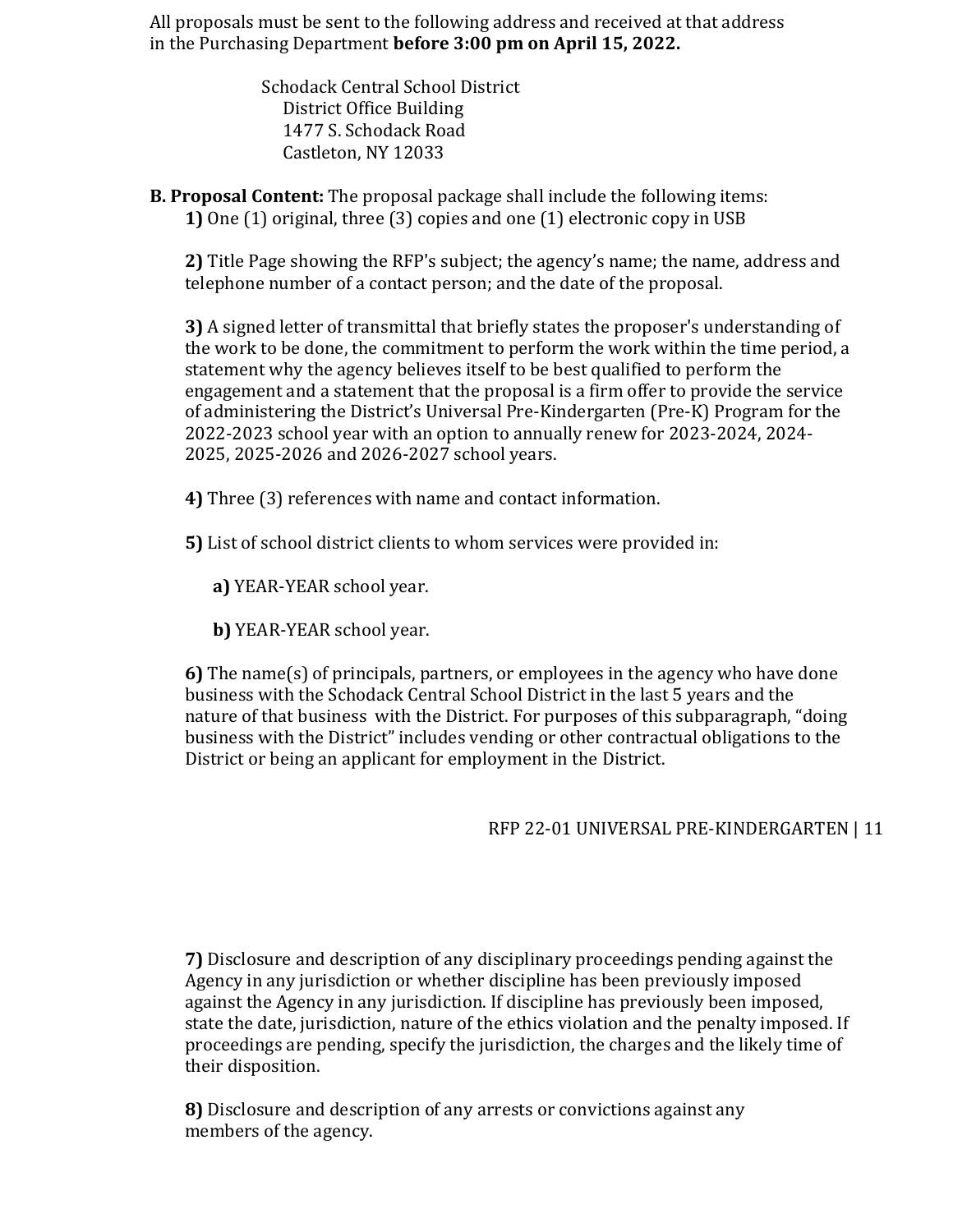All proposals must be sent to the following address and received at that address in the Purchasing Department **before 3:00 pm on April 15, 2022.**

Schodack Central School District
District Office Building
1477 S. Schodack Road
Castleton, NY 12033

**B. Proposal Content:** The proposal package shall include the following items:

**1)** One (1) original, three (3) copies and one (1) electronic copy in USB

**2)** Title Page showing the RFP's subject; the agency's name; the name, address and telephone number of a contact person; and the date of the proposal.

**3)** A signed letter of transmittal that briefly states the proposer's understanding of the work to be done, the commitment to perform the work within the time period, a statement why the agency believes itself to be best qualified to perform the engagement and a statement that the proposal is a firm offer to provide the service of administering the District's Universal Pre-Kindergarten (Pre-K) Program for the 2022-2023 school year with an option to annually renew for 2023-2024, 2024-2025, 2025-2026 and 2026-2027 school years.

**4)** Three (3) references with name and contact information.

**5)** List of school district clients to whom services were provided in:

**a)** YEAR-YEAR school year.

**b)** YEAR-YEAR school year.

**6)** The name(s) of principals, partners, or employees in the agency who have done business with the Schodack Central School District in the last 5 years and the nature of that business with the District. For purposes of this subparagraph, "doing business with the District" includes vending or other contractual obligations to the District or being an applicant for employment in the District.

**7)** Disclosure and description of any disciplinary proceedings pending against the Agency in any jurisdiction or whether discipline has been previously imposed against the Agency in any jurisdiction. If discipline has previously been imposed, state the date, jurisdiction, nature of the ethics violation and the penalty imposed. If proceedings are pending, specify the jurisdiction, the charges and the likely time of their disposition.

**8)** Disclosure and description of any arrests or convictions against any members of the agency.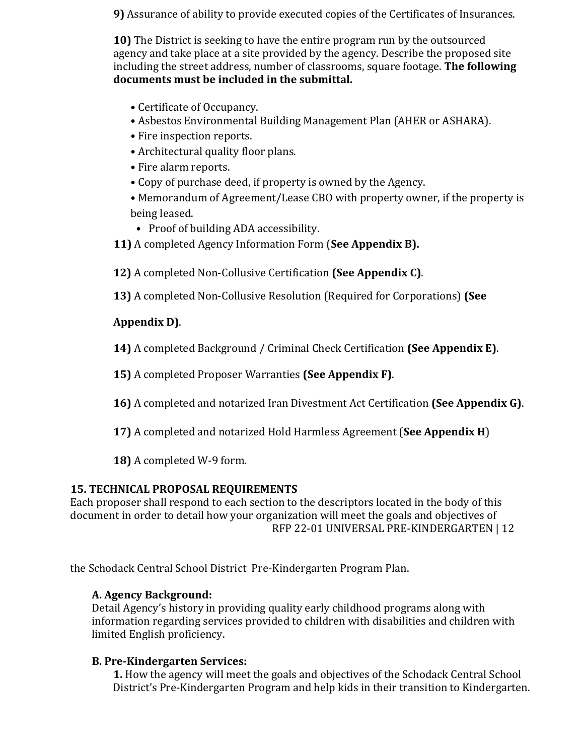**9)** Assurance of ability to provide executed copies of the Certificates of Insurances.

**10)** The District is seeking to have the entire program run by the outsourced agency and take place at a site provided by the agency. Describe the proposed site including the street address, number of classrooms, square footage. **The following documents must be included in the submittal.**

- Certificate of Occupancy.
- Asbestos Environmental Building Management Plan (AHER or ASHARA).
- Fire inspection reports.
- Architectural quality floor plans.
- Fire alarm reports.
- Copy of purchase deed, if property is owned by the Agency.
- Memorandum of Agreement/Lease CBO with property owner, if the property is being leased.
- Proof of building ADA accessibility.

**11)** A completed Agency Information Form (**See Appendix B).**

**12)** A completed Non-Collusive Certification **(See Appendix C)**.

**13)** A completed Non-Collusive Resolution (Required for Corporations) **(See Appendix D)**.

**14)** A completed Background / Criminal Check Certification **(See Appendix E)**.

**15)** A completed Proposer Warranties **(See Appendix F)**.

**16)** A completed and notarized Iran Divestment Act Certification **(See Appendix G)**.

**17)** A completed and notarized Hold Harmless Agreement (**See Appendix H**)

**18)** A completed W-9 form.

## 15. TECHNICAL PROPOSAL REQUIREMENTS

Each proposer shall respond to each section to the descriptors located in the body of this document in order to detail how your organization will meet the goals and objectives of the Schodack Central School District Pre-Kindergarten Program Plan.

### A. Agency Background:

Detail Agency's history in providing quality early childhood programs along with information regarding services provided to children with disabilities and children with limited English proficiency.

### B. Pre-Kindergarten Services:

**1.** How the agency will meet the goals and objectives of the Schodack Central School District's Pre-Kindergarten Program and help kids in their transition to Kindergarten.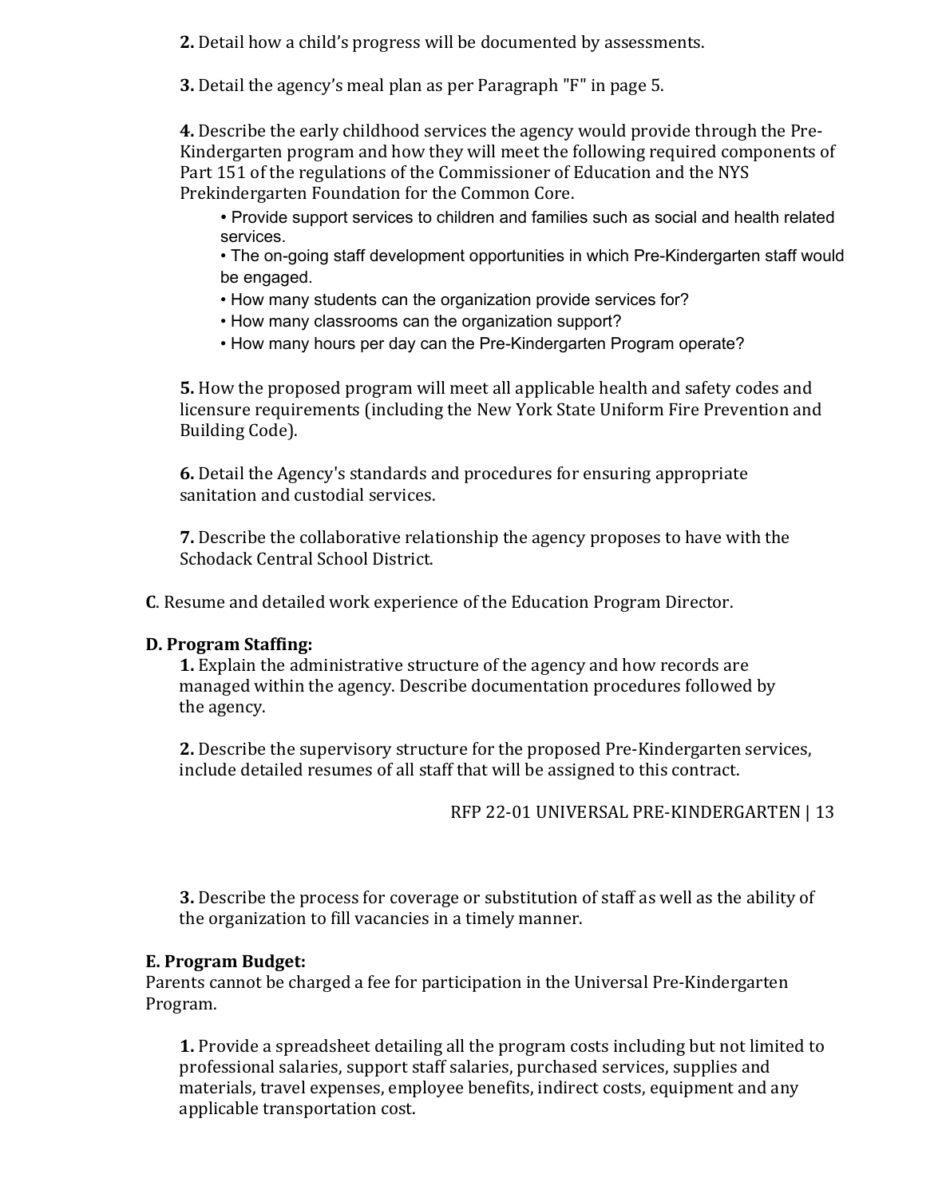**2.** Detail how a child's progress will be documented by assessments.

**3.** Detail the agency's meal plan as per Paragraph "F" in page 5.

**4.** Describe the early childhood services the agency would provide through the Pre-Kindergarten program and how they will meet the following required components of Part 151 of the regulations of the Commissioner of Education and the NYS Prekindergarten Foundation for the Common Core.

- Provide support services to children and families such as social and health related services.
- The on-going staff development opportunities in which Pre-Kindergarten staff would be engaged.
- How many students can the organization provide services for?
- How many classrooms can the organization support?
- How many hours per day can the Pre-Kindergarten Program operate?

**5.** How the proposed program will meet all applicable health and safety codes and licensure requirements (including the New York State Uniform Fire Prevention and Building Code).

**6.** Detail the Agency's standards and procedures for ensuring appropriate sanitation and custodial services.

**7.** Describe the collaborative relationship the agency proposes to have with the Schodack Central School District.

**C**. Resume and detailed work experience of the Education Program Director.

**D. Program Staffing:**

**1.** Explain the administrative structure of the agency and how records are managed within the agency. Describe documentation procedures followed by the agency.

**2.** Describe the supervisory structure for the proposed Pre-Kindergarten services, include detailed resumes of all staff that will be assigned to this contract.

**3.** Describe the process for coverage or substitution of staff as well as the ability of the organization to fill vacancies in a timely manner.

**E. Program Budget:**

Parents cannot be charged a fee for participation in the Universal Pre-Kindergarten Program.

**1.** Provide a spreadsheet detailing all the program costs including but not limited to professional salaries, support staff salaries, purchased services, supplies and materials, travel expenses, employee benefits, indirect costs, equipment and any applicable transportation cost.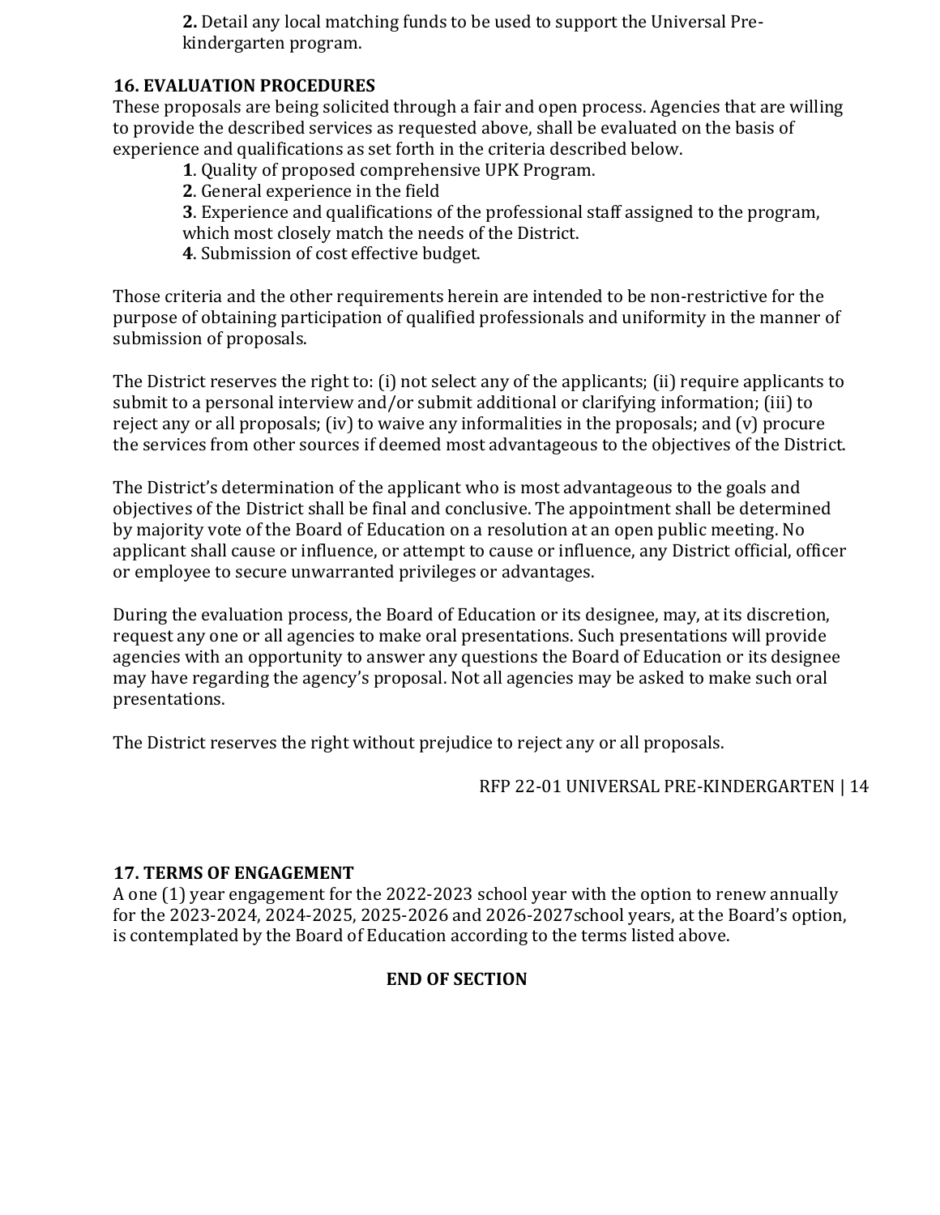2. Detail any local matching funds to be used to support the Universal Pre-kindergarten program.

## 16. EVALUATION PROCEDURES

These proposals are being solicited through a fair and open process. Agencies that are willing to provide the described services as requested above, shall be evaluated on the basis of experience and qualifications as set forth in the criteria described below.

1. Quality of proposed comprehensive UPK Program.
2. General experience in the field
3. Experience and qualifications of the professional staff assigned to the program, which most closely match the needs of the District.
4. Submission of cost effective budget.

Those criteria and the other requirements herein are intended to be non-restrictive for the purpose of obtaining participation of qualified professionals and uniformity in the manner of submission of proposals.

The District reserves the right to: (i) not select any of the applicants; (ii) require applicants to submit to a personal interview and/or submit additional or clarifying information; (iii) to reject any or all proposals; (iv) to waive any informalities in the proposals; and (v) procure the services from other sources if deemed most advantageous to the objectives of the District.

The District's determination of the applicant who is most advantageous to the goals and objectives of the District shall be final and conclusive. The appointment shall be determined by majority vote of the Board of Education on a resolution at an open public meeting. No applicant shall cause or influence, or attempt to cause or influence, any District official, officer or employee to secure unwarranted privileges or advantages.

During the evaluation process, the Board of Education or its designee, may, at its discretion, request any one or all agencies to make oral presentations. Such presentations will provide agencies with an opportunity to answer any questions the Board of Education or its designee may have regarding the agency's proposal. Not all agencies may be asked to make such oral presentations.

The District reserves the right without prejudice to reject any or all proposals.

## 17. TERMS OF ENGAGEMENT

A one (1) year engagement for the 2022-2023 school year with the option to renew annually for the 2023-2024, 2024-2025, 2025-2026 and 2026-2027school years, at the Board's option, is contemplated by the Board of Education according to the terms listed above.

**END OF SECTION**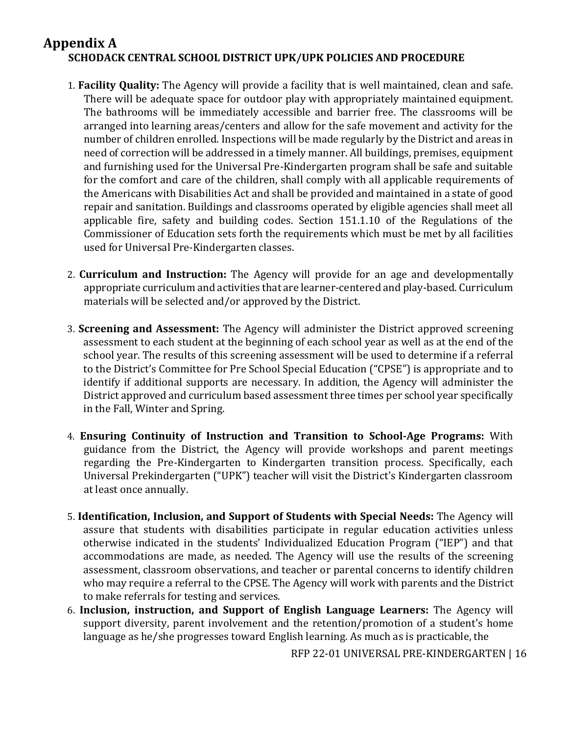# Appendix A

### SCHODACK CENTRAL SCHOOL DISTRICT UPK/UPK POLICIES AND PROCEDURE

1. **Facility Quality:** The Agency will provide a facility that is well maintained, clean and safe. There will be adequate space for outdoor play with appropriately maintained equipment. The bathrooms will be immediately accessible and barrier free. The classrooms will be arranged into learning areas/centers and allow for the safe movement and activity for the number of children enrolled. Inspections will be made regularly by the District and areas in need of correction will be addressed in a timely manner. All buildings, premises, equipment and furnishing used for the Universal Pre-Kindergarten program shall be safe and suitable for the comfort and care of the children, shall comply with all applicable requirements of the Americans with Disabilities Act and shall be provided and maintained in a state of good repair and sanitation. Buildings and classrooms operated by eligible agencies shall meet all applicable fire, safety and building codes. Section 151.1.10 of the Regulations of the Commissioner of Education sets forth the requirements which must be met by all facilities used for Universal Pre-Kindergarten classes.

2. **Curriculum and Instruction:** The Agency will provide for an age and developmentally appropriate curriculum and activities that are learner-centered and play-based. Curriculum materials will be selected and/or approved by the District.

3. **Screening and Assessment:** The Agency will administer the District approved screening assessment to each student at the beginning of each school year as well as at the end of the school year. The results of this screening assessment will be used to determine if a referral to the District's Committee for Pre School Special Education ("CPSE") is appropriate and to identify if additional supports are necessary. In addition, the Agency will administer the District approved and curriculum based assessment three times per school year specifically in the Fall, Winter and Spring.

4. **Ensuring Continuity of Instruction and Transition to School-Age Programs:** With guidance from the District, the Agency will provide workshops and parent meetings regarding the Pre-Kindergarten to Kindergarten transition process. Specifically, each Universal Prekindergarten ("UPK") teacher will visit the District's Kindergarten classroom at least once annually.

5. **Identification, Inclusion, and Support of Students with Special Needs:** The Agency will assure that students with disabilities participate in regular education activities unless otherwise indicated in the students' Individualized Education Program ("IEP") and that accommodations are made, as needed. The Agency will use the results of the screening assessment, classroom observations, and teacher or parental concerns to identify children who may require a referral to the CPSE. The Agency will work with parents and the District to make referrals for testing and services.

6. **Inclusion, instruction, and Support of English Language Learners:** The Agency will support diversity, parent involvement and the retention/promotion of a student's home language as he/she progresses toward English learning. As much as is practicable, the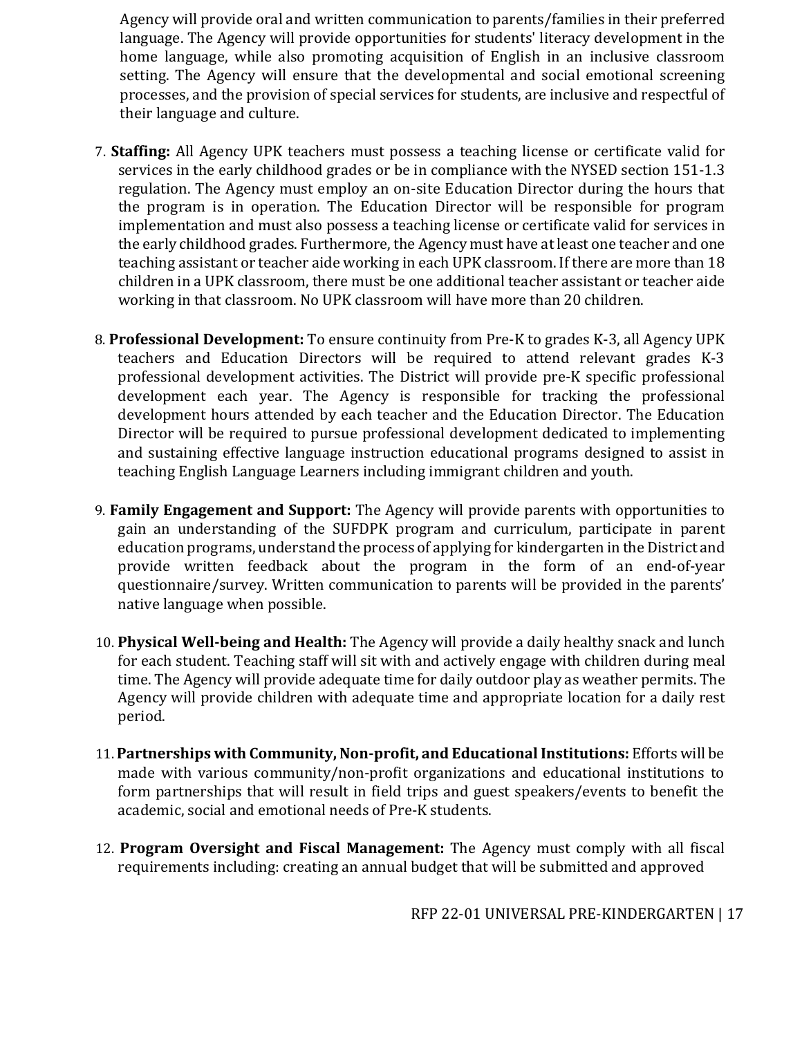Agency will provide oral and written communication to parents/families in their preferred language. The Agency will provide opportunities for students' literacy development in the home language, while also promoting acquisition of English in an inclusive classroom setting. The Agency will ensure that the developmental and social emotional screening processes, and the provision of special services for students, are inclusive and respectful of their language and culture.

7. **Staffing:** All Agency UPK teachers must possess a teaching license or certificate valid for services in the early childhood grades or be in compliance with the NYSED section 151-1.3 regulation. The Agency must employ an on-site Education Director during the hours that the program is in operation. The Education Director will be responsible for program implementation and must also possess a teaching license or certificate valid for services in the early childhood grades. Furthermore, the Agency must have at least one teacher and one teaching assistant or teacher aide working in each UPK classroom. If there are more than 18 children in a UPK classroom, there must be one additional teacher assistant or teacher aide working in that classroom. No UPK classroom will have more than 20 children.

8. **Professional Development:** To ensure continuity from Pre-K to grades K-3, all Agency UPK teachers and Education Directors will be required to attend relevant grades K-3 professional development activities. The District will provide pre-K specific professional development each year. The Agency is responsible for tracking the professional development hours attended by each teacher and the Education Director. The Education Director will be required to pursue professional development dedicated to implementing and sustaining effective language instruction educational programs designed to assist in teaching English Language Learners including immigrant children and youth.

9. **Family Engagement and Support:** The Agency will provide parents with opportunities to gain an understanding of the SUFDPK program and curriculum, participate in parent education programs, understand the process of applying for kindergarten in the District and provide written feedback about the program in the form of an end-of-year questionnaire/survey. Written communication to parents will be provided in the parents' native language when possible.

10. **Physical Well-being and Health:** The Agency will provide a daily healthy snack and lunch for each student. Teaching staff will sit with and actively engage with children during meal time. The Agency will provide adequate time for daily outdoor play as weather permits. The Agency will provide children with adequate time and appropriate location for a daily rest period.

11. **Partnerships with Community, Non-profit, and Educational Institutions:** Efforts will be made with various community/non-profit organizations and educational institutions to form partnerships that will result in field trips and guest speakers/events to benefit the academic, social and emotional needs of Pre-K students.

12. **Program Oversight and Fiscal Management:** The Agency must comply with all fiscal requirements including: creating an annual budget that will be submitted and approved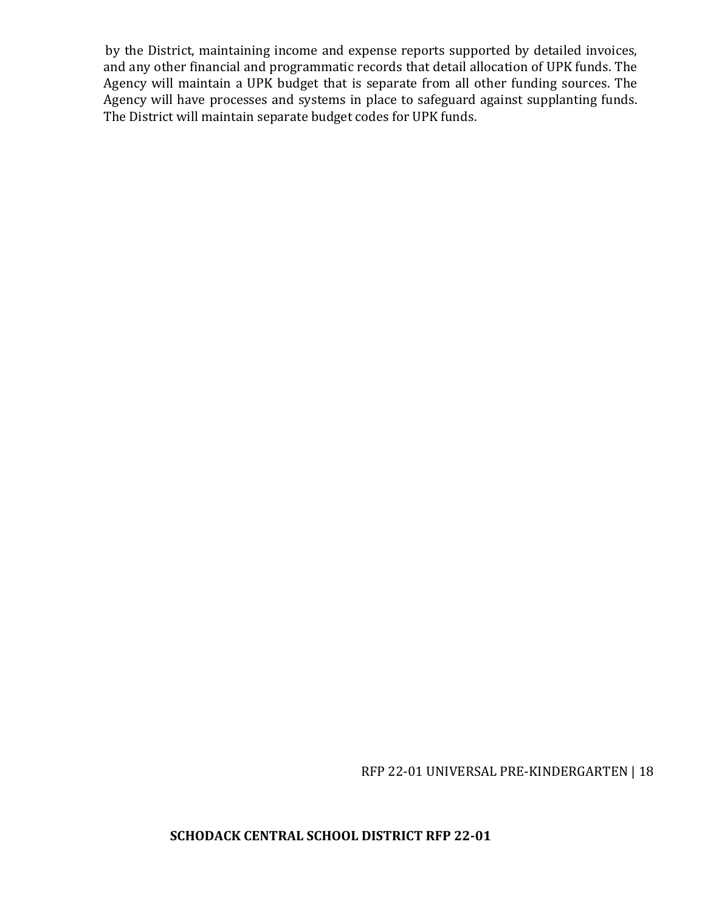by the District, maintaining income and expense reports supported by detailed invoices, and any other financial and programmatic records that detail allocation of UPK funds. The Agency will maintain a UPK budget that is separate from all other funding sources. The Agency will have processes and systems in place to safeguard against supplanting funds. The District will maintain separate budget codes for UPK funds.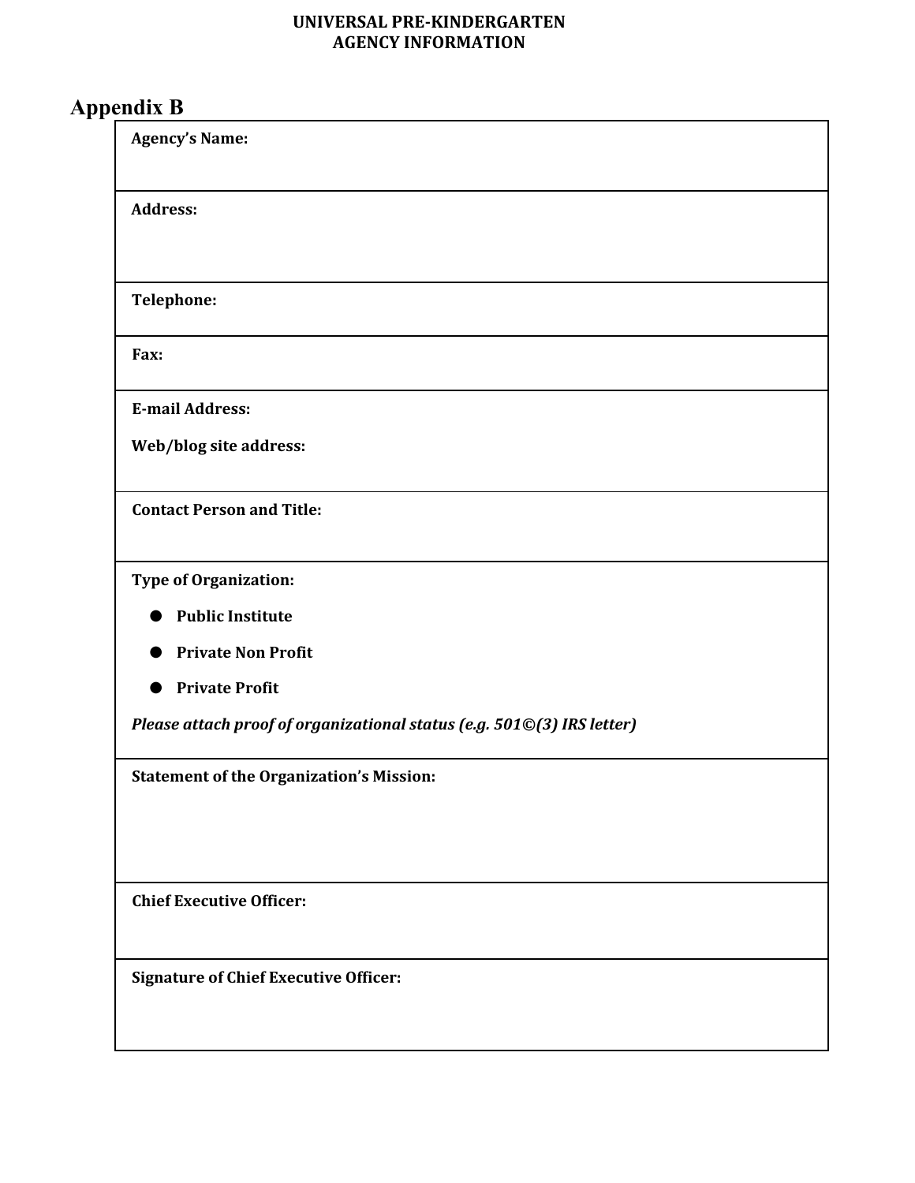**UNIVERSAL PRE-KINDERGARTEN**
**AGENCY INFORMATION**

# Appendix B

**Agency's Name:**

**Address:**

**Telephone:**

**Fax:**

**E-mail Address:**

**Web/blog site address:**

**Contact Person and Title:**

**Type of Organization:**

- **Public Institute**
- **Private Non Profit**
- **Private Profit**

***Please attach proof of organizational status (e.g. 501©(3) IRS letter)***

**Statement of the Organization's Mission:**

**Chief Executive Officer:**

**Signature of Chief Executive Officer:**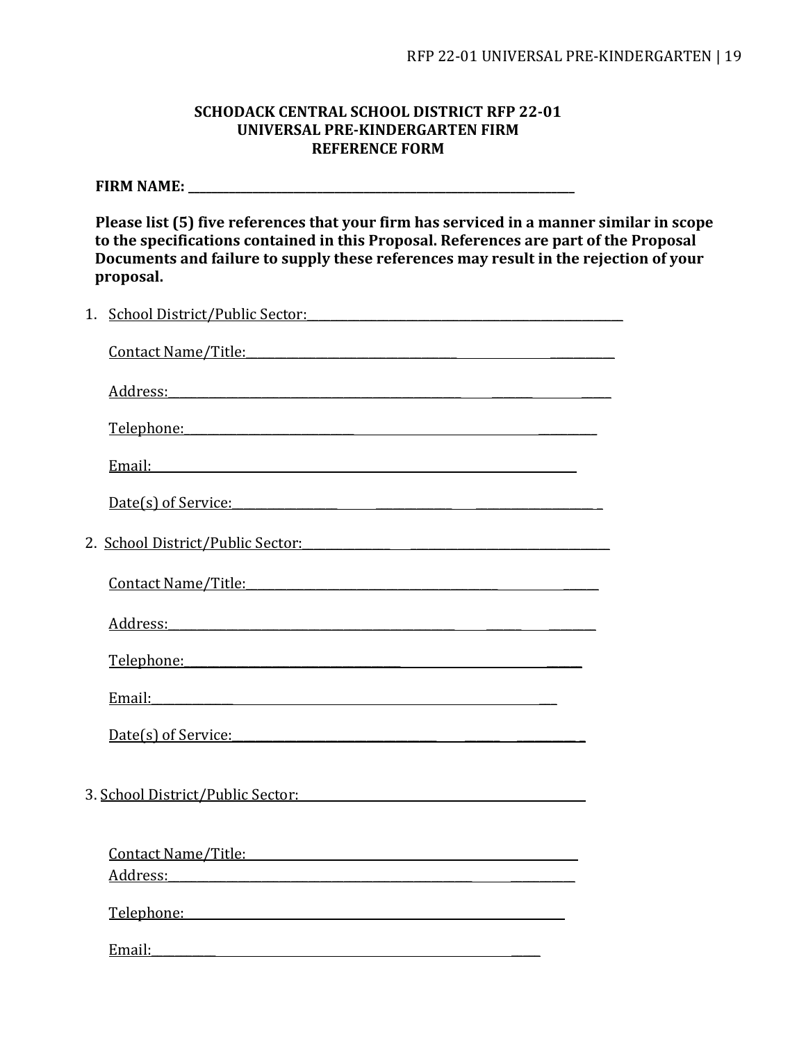**SCHODACK CENTRAL SCHOOL DISTRICT RFP 22-01**
**UNIVERSAL PRE-KINDERGARTEN FIRM**
**REFERENCE FORM**

**FIRM NAME: ______________________________________________**

**Please list (5) five references that your firm has serviced in a manner similar in scope to the specifications contained in this Proposal. References are part of the Proposal Documents and failure to supply these references may result in the rejection of your proposal.**

1. School District/Public Sector:______________________________________

   Contact Name/Title:______________________________________

   Address:______________________________________

   Telephone:______________________________________

   Email:______________________________________

   Date(s) of Service:______________________________________

2. School District/Public Sector:______________________________________

   Contact Name/Title:______________________________________

   Address:______________________________________

   Telephone:______________________________________

   Email:______________________________________

   Date(s) of Service:______________________________________

3. School District/Public Sector:______________________________________

   Contact Name/Title:______________________________________
   Address:______________________________________

   Telephone:______________________________________

   Email:______________________________________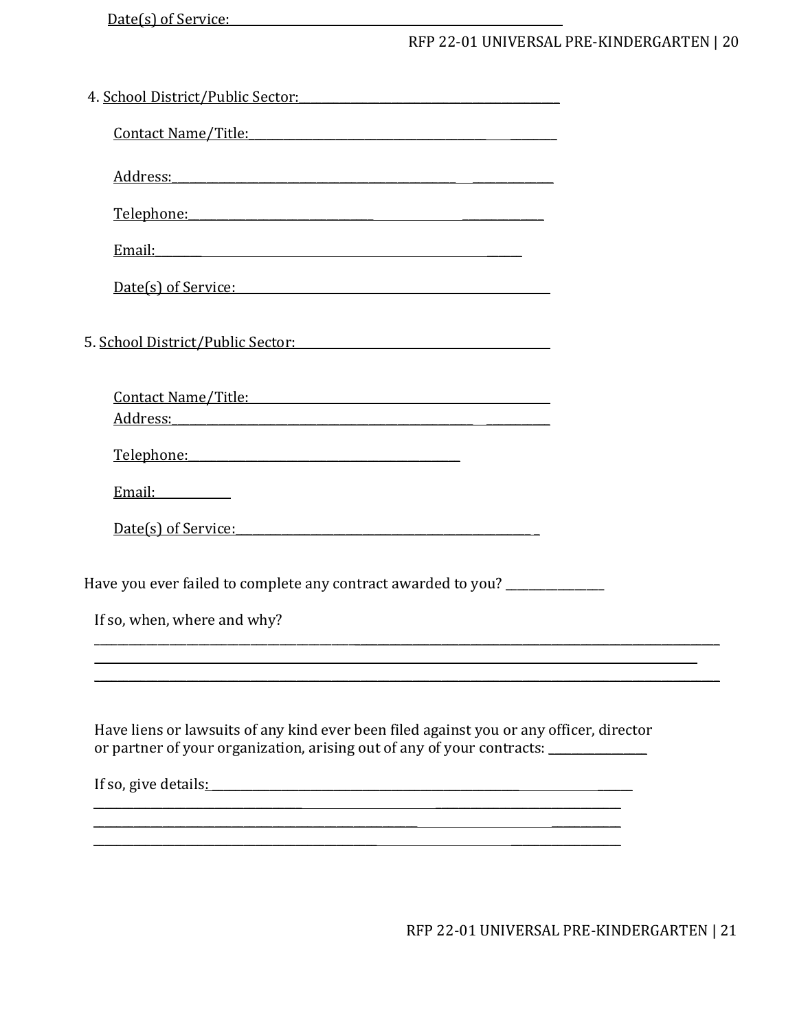Date(s) of Service: ____________________________________________

4. School District/Public Sector: ____________________________________________

Contact Name/Title: ____________________________________________

Address: ____________________________________________

Telephone: ____________________________________________

Email: ____________________________________________

Date(s) of Service: ____________________________________________

5. School District/Public Sector: ____________________________________________

Contact Name/Title: ____________________________________________

Address: ____________________________________________

Telephone: ____________________________________________

Email: ____________

Date(s) of Service: ____________________________________________

Have you ever failed to complete any contract awarded to you? ________________

If so, when, where and why?

____________________________________________________________________________________________________
____________________________________________________________________________________________________
____________________________________________________________________________________________________

Have liens or lawsuits of any kind ever been filed against you or any officer, director or partner of your organization, arising out of any of your contracts: ________________

If so, give details: ____________________________________________________________
____________________________________________________________________________________
____________________________________________________________________________________
____________________________________________________________________________________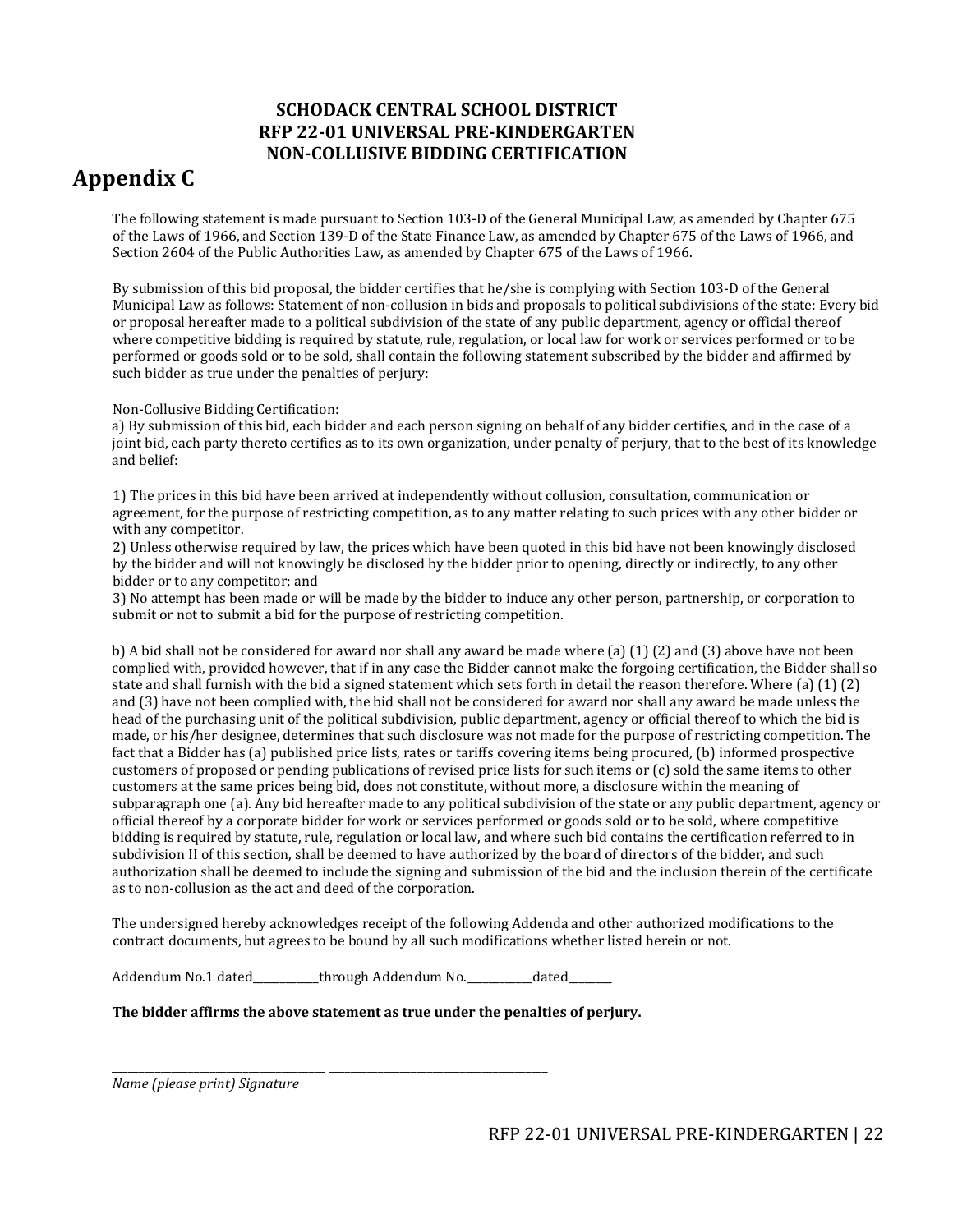**SCHODACK CENTRAL SCHOOL DISTRICT**
**RFP 22-01 UNIVERSAL PRE-KINDERGARTEN**
**NON-COLLUSIVE BIDDING CERTIFICATION**

# Appendix C

The following statement is made pursuant to Section 103-D of the General Municipal Law, as amended by Chapter 675 of the Laws of 1966, and Section 139-D of the State Finance Law, as amended by Chapter 675 of the Laws of 1966, and Section 2604 of the Public Authorities Law, as amended by Chapter 675 of the Laws of 1966.

By submission of this bid proposal, the bidder certifies that he/she is complying with Section 103-D of the General Municipal Law as follows: Statement of non-collusion in bids and proposals to political subdivisions of the state: Every bid or proposal hereafter made to a political subdivision of the state of any public department, agency or official thereof where competitive bidding is required by statute, rule, regulation, or local law for work or services performed or to be performed or goods sold or to be sold, shall contain the following statement subscribed by the bidder and affirmed by such bidder as true under the penalties of perjury:

Non-Collusive Bidding Certification:
a) By submission of this bid, each bidder and each person signing on behalf of any bidder certifies, and in the case of a joint bid, each party thereto certifies as to its own organization, under penalty of perjury, that to the best of its knowledge and belief:

1) The prices in this bid have been arrived at independently without collusion, consultation, communication or agreement, for the purpose of restricting competition, as to any matter relating to such prices with any other bidder or with any competitor.
2) Unless otherwise required by law, the prices which have been quoted in this bid have not been knowingly disclosed by the bidder and will not knowingly be disclosed by the bidder prior to opening, directly or indirectly, to any other bidder or to any competitor; and
3) No attempt has been made or will be made by the bidder to induce any other person, partnership, or corporation to submit or not to submit a bid for the purpose of restricting competition.

b) A bid shall not be considered for award nor shall any award be made where (a) (1) (2) and (3) above have not been complied with, provided however, that if in any case the Bidder cannot make the forgoing certification, the Bidder shall so state and shall furnish with the bid a signed statement which sets forth in detail the reason therefore. Where (a) (1) (2) and (3) have not been complied with, the bid shall not be considered for award nor shall any award be made unless the head of the purchasing unit of the political subdivision, public department, agency or official thereof to which the bid is made, or his/her designee, determines that such disclosure was not made for the purpose of restricting competition. The fact that a Bidder has (a) published price lists, rates or tariffs covering items being procured, (b) informed prospective customers of proposed or pending publications of revised price lists for such items or (c) sold the same items to other customers at the same prices being bid, does not constitute, without more, a disclosure within the meaning of subparagraph one (a). Any bid hereafter made to any political subdivision of the state or any public department, agency or official thereof by a corporate bidder for work or services performed or goods sold or to be sold, where competitive bidding is required by statute, rule, regulation or local law, and where such bid contains the certification referred to in subdivision II of this section, shall be deemed to have authorized by the board of directors of the bidder, and such authorization shall be deemed to include the signing and submission of the bid and the inclusion therein of the certificate as to non-collusion as the act and deed of the corporation.

The undersigned hereby acknowledges receipt of the following Addenda and other authorized modifications to the contract documents, but agrees to be bound by all such modifications whether listed herein or not.

Addendum No.1 dated____________through Addendum No.____________dated________

**The bidder affirms the above statement as true under the penalties of perjury.**

______________________________________ ________________________________________
*Name (please print) Signature*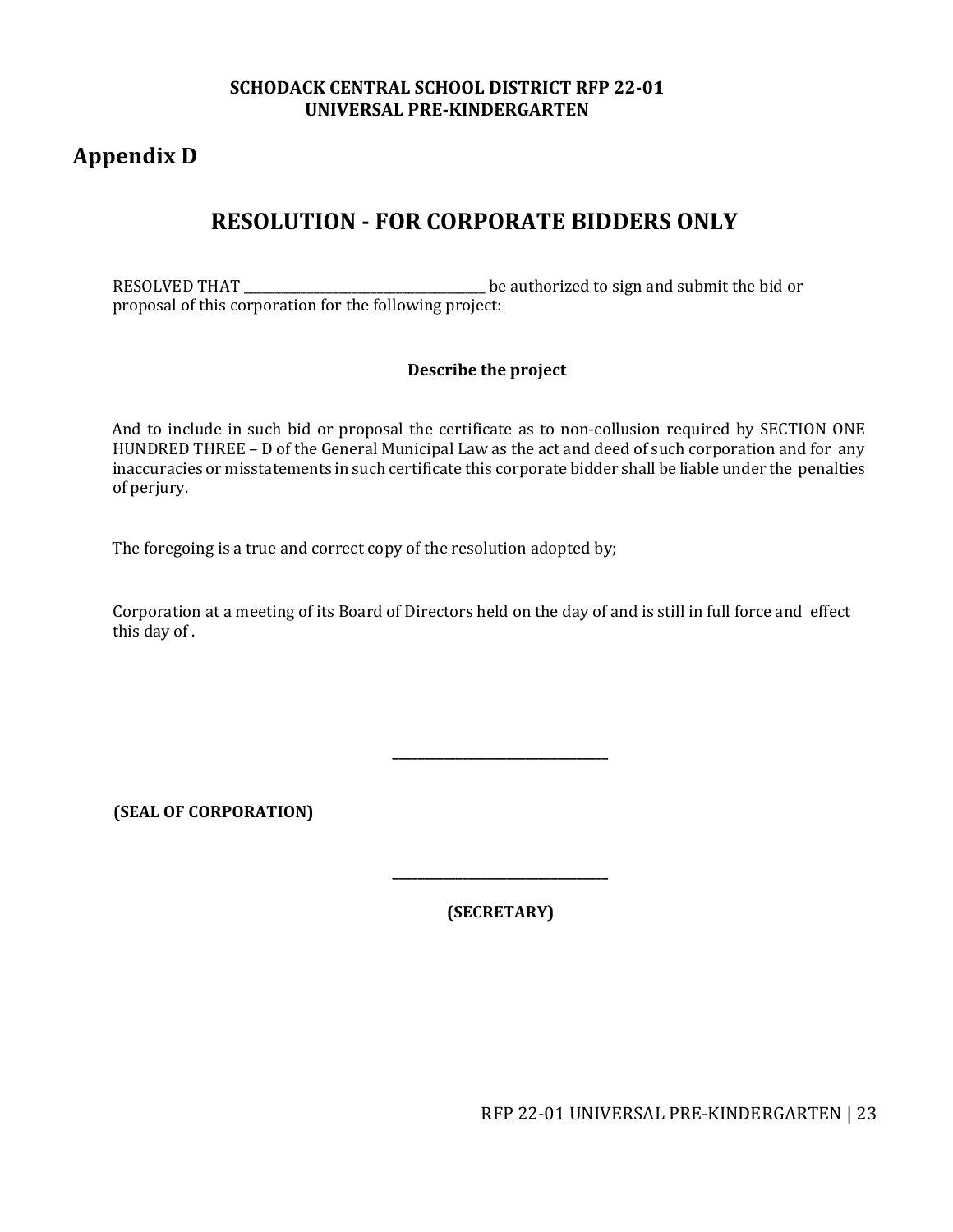**SCHODACK CENTRAL SCHOOL DISTRICT RFP 22-01**
**UNIVERSAL PRE-KINDERGARTEN**

## Appendix D

# RESOLUTION - FOR CORPORATE BIDDERS ONLY

RESOLVED THAT ______________________________________ be authorized to sign and submit the bid or proposal of this corporation for the following project:

**Describe the project**

And to include in such bid or proposal the certificate as to non-collusion required by SECTION ONE HUNDRED THREE – D of the General Municipal Law as the act and deed of such corporation and for any inaccuracies or misstatements in such certificate this corporate bidder shall be liable under the penalties of perjury.

The foregoing is a true and correct copy of the resolution adopted by;

Corporation at a meeting of its Board of Directors held on the day of and is still in full force and effect this day of .

_________________________________

**(SEAL OF CORPORATION)**

_________________________________

**(SECRETARY)**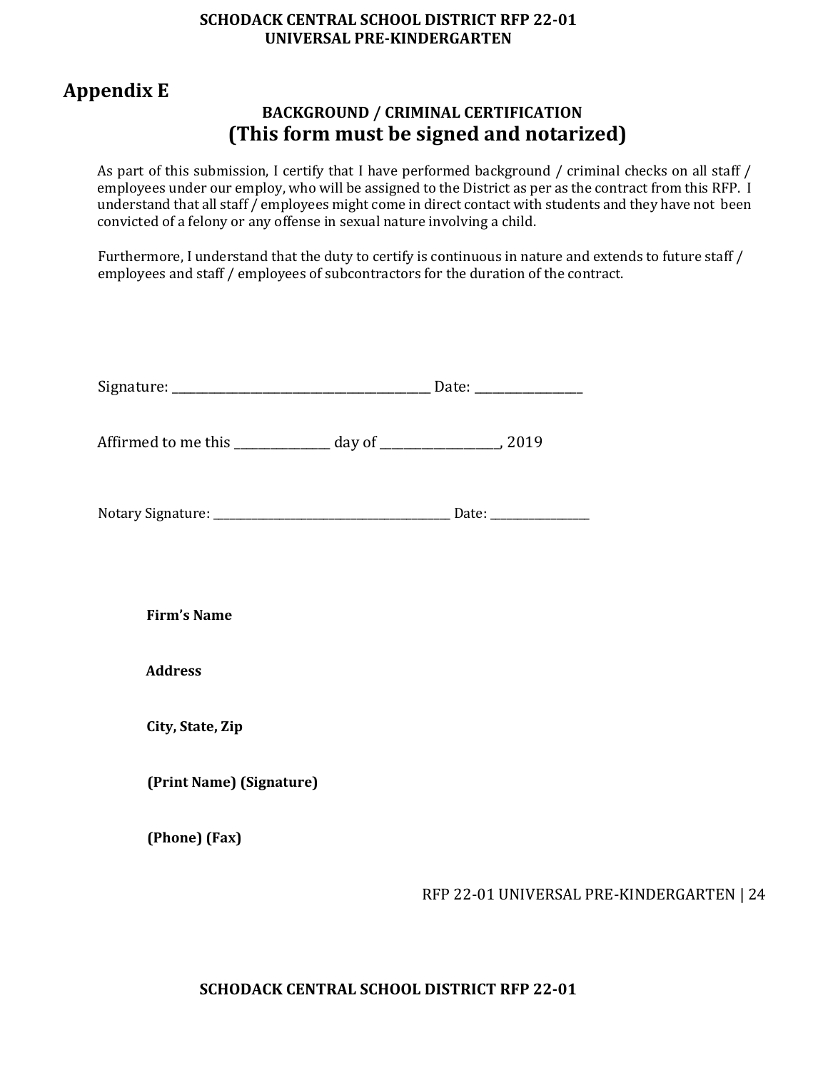## Appendix E

### BACKGROUND / CRIMINAL CERTIFICATION
### (This form must be signed and notarized)

As part of this submission, I certify that I have performed background / criminal checks on all staff / employees under our employ, who will be assigned to the District as per as the contract from this RFP. I understand that all staff / employees might come in direct contact with students and they have not been convicted of a felony or any offense in sexual nature involving a child.

Furthermore, I understand that the duty to certify is continuous in nature and extends to future staff / employees and staff / employees of subcontractors for the duration of the contract.

Signature: ___________________________________________ Date: __________________

Affirmed to me this _______________ day of ___________________, 2019

Notary Signature: ___________________________________________ Date: __________________

**Firm's Name**

**Address**

**City, State, Zip**

**(Print Name) (Signature)**

**(Phone) (Fax)**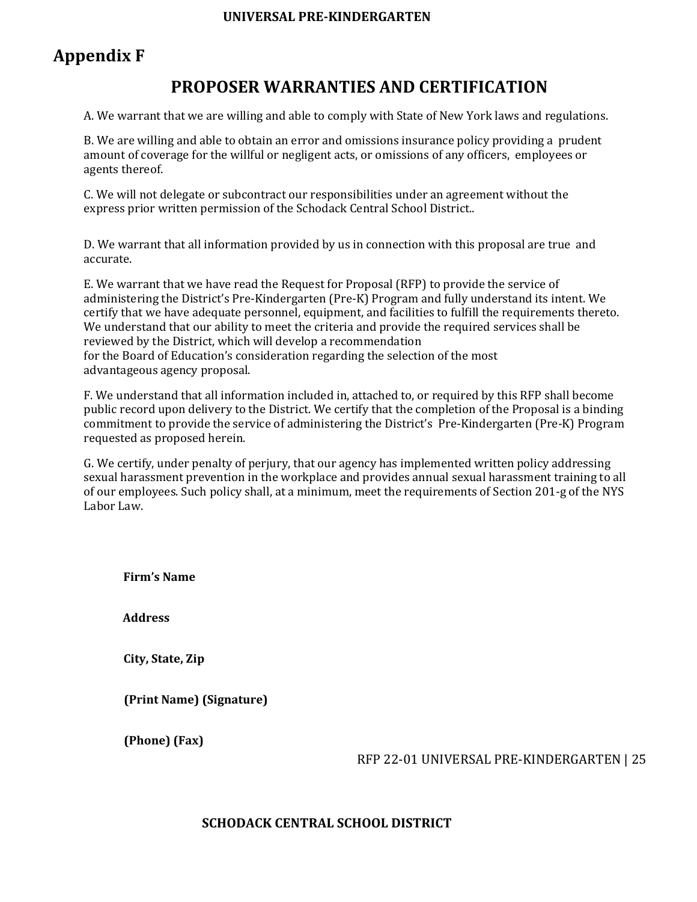# Appendix F

## PROPOSER WARRANTIES AND CERTIFICATION

A. We warrant that we are willing and able to comply with State of New York laws and regulations.

B. We are willing and able to obtain an error and omissions insurance policy providing a prudent amount of coverage for the willful or negligent acts, or omissions of any officers, employees or agents thereof.

C. We will not delegate or subcontract our responsibilities under an agreement without the express prior written permission of the Schodack Central School District..

D. We warrant that all information provided by us in connection with this proposal are true and accurate.

E. We warrant that we have read the Request for Proposal (RFP) to provide the service of administering the District's Pre-Kindergarten (Pre-K) Program and fully understand its intent. We certify that we have adequate personnel, equipment, and facilities to fulfill the requirements thereto. We understand that our ability to meet the criteria and provide the required services shall be reviewed by the District, which will develop a recommendation for the Board of Education's consideration regarding the selection of the most advantageous agency proposal.

F. We understand that all information included in, attached to, or required by this RFP shall become public record upon delivery to the District. We certify that the completion of the Proposal is a binding commitment to provide the service of administering the District's Pre-Kindergarten (Pre-K) Program requested as proposed herein.

G. We certify, under penalty of perjury, that our agency has implemented written policy addressing sexual harassment prevention in the workplace and provides annual sexual harassment training to all of our employees. Such policy shall, at a minimum, meet the requirements of Section 201-g of the NYS Labor Law.

**Firm's Name**

**Address**

**City, State, Zip**

**(Print Name) (Signature)**

**(Phone) (Fax)**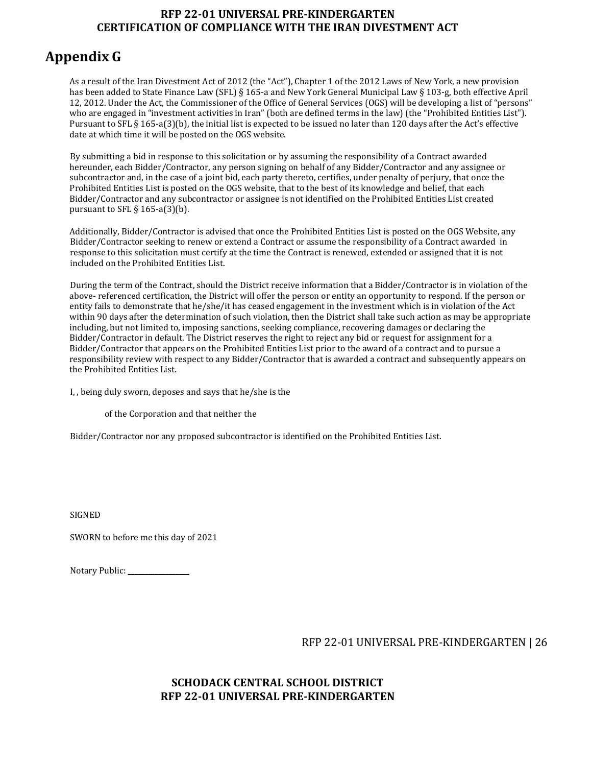# RFP 22-01 UNIVERSAL PRE-KINDERGARTEN
# CERTIFICATION OF COMPLIANCE WITH THE IRAN DIVESTMENT ACT

## Appendix G

As a result of the Iran Divestment Act of 2012 (the "Act"), Chapter 1 of the 2012 Laws of New York, a new provision has been added to State Finance Law (SFL) § 165-a and New York General Municipal Law § 103-g, both effective April 12, 2012. Under the Act, the Commissioner of the Office of General Services (OGS) will be developing a list of "persons" who are engaged in "investment activities in Iran" (both are defined terms in the law) (the "Prohibited Entities List"). Pursuant to SFL § 165-a(3)(b), the initial list is expected to be issued no later than 120 days after the Act's effective date at which time it will be posted on the OGS website.

By submitting a bid in response to this solicitation or by assuming the responsibility of a Contract awarded hereunder, each Bidder/Contractor, any person signing on behalf of any Bidder/Contractor and any assignee or subcontractor and, in the case of a joint bid, each party thereto, certifies, under penalty of perjury, that once the Prohibited Entities List is posted on the OGS website, that to the best of its knowledge and belief, that each Bidder/Contractor and any subcontractor or assignee is not identified on the Prohibited Entities List created pursuant to SFL § 165-a(3)(b).

Additionally, Bidder/Contractor is advised that once the Prohibited Entities List is posted on the OGS Website, any Bidder/Contractor seeking to renew or extend a Contract or assume the responsibility of a Contract awarded in response to this solicitation must certify at the time the Contract is renewed, extended or assigned that it is not included on the Prohibited Entities List.

During the term of the Contract, should the District receive information that a Bidder/Contractor is in violation of the above- referenced certification, the District will offer the person or entity an opportunity to respond. If the person or entity fails to demonstrate that he/she/it has ceased engagement in the investment which is in violation of the Act within 90 days after the determination of such violation, then the District shall take such action as may be appropriate including, but not limited to, imposing sanctions, seeking compliance, recovering damages or declaring the Bidder/Contractor in default. The District reserves the right to reject any bid or request for assignment for a Bidder/Contractor that appears on the Prohibited Entities List prior to the award of a contract and to pursue a responsibility review with respect to any Bidder/Contractor that is awarded a contract and subsequently appears on the Prohibited Entities List.

I, , being duly sworn, deposes and says that he/she is the

of the Corporation and that neither the

Bidder/Contractor nor any proposed subcontractor is identified on the Prohibited Entities List.

SIGNED

SWORN to before me this day of 2021

Notary Public: ___________________

**SCHODACK CENTRAL SCHOOL DISTRICT**
**RFP 22-01 UNIVERSAL PRE-KINDERGARTEN**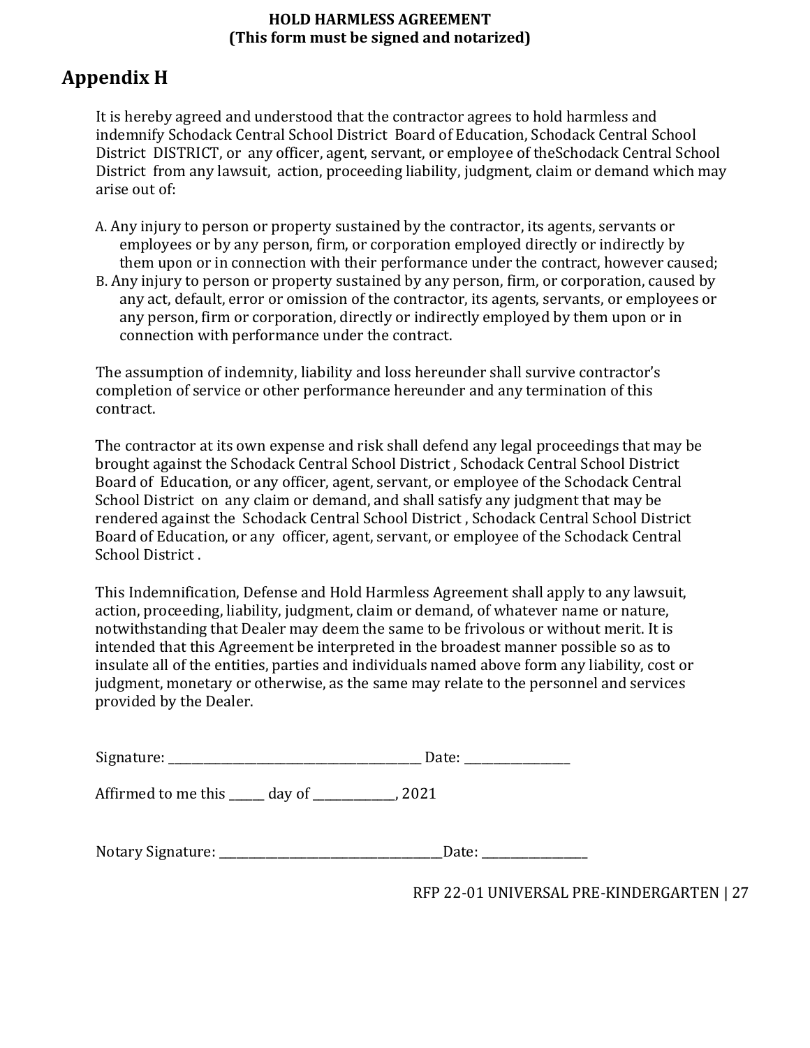**HOLD HARMLESS AGREEMENT**
**(This form must be signed and notarized)**

# Appendix H

It is hereby agreed and understood that the contractor agrees to hold harmless and indemnify Schodack Central School District Board of Education, Schodack Central School District DISTRICT, or any officer, agent, servant, or employee of theSchodack Central School District from any lawsuit, action, proceeding liability, judgment, claim or demand which may arise out of:

A. Any injury to person or property sustained by the contractor, its agents, servants or employees or by any person, firm, or corporation employed directly or indirectly by them upon or in connection with their performance under the contract, however caused;
B. Any injury to person or property sustained by any person, firm, or corporation, caused by any act, default, error or omission of the contractor, its agents, servants, or employees or any person, firm or corporation, directly or indirectly employed by them upon or in connection with performance under the contract.

The assumption of indemnity, liability and loss hereunder shall survive contractor's completion of service or other performance hereunder and any termination of this contract.

The contractor at its own expense and risk shall defend any legal proceedings that may be brought against the Schodack Central School District , Schodack Central School District Board of Education, or any officer, agent, servant, or employee of the Schodack Central School District on any claim or demand, and shall satisfy any judgment that may be rendered against the Schodack Central School District , Schodack Central School District Board of Education, or any officer, agent, servant, or employee of the Schodack Central School District .

This Indemnification, Defense and Hold Harmless Agreement shall apply to any lawsuit, action, proceeding, liability, judgment, claim or demand, of whatever name or nature, notwithstanding that Dealer may deem the same to be frivolous or without merit. It is intended that this Agreement be interpreted in the broadest manner possible so as to insulate all of the entities, parties and individuals named above form any liability, cost or judgment, monetary or otherwise, as the same may relate to the personnel and services provided by the Dealer.

Signature: ________________________________________ Date: ________________

Affirmed to me this _____ day of ____________, 2021

Notary Signature: ____________________________________Date: ________________

RFP 22-01 UNIVERSAL PRE-KINDERGARTEN